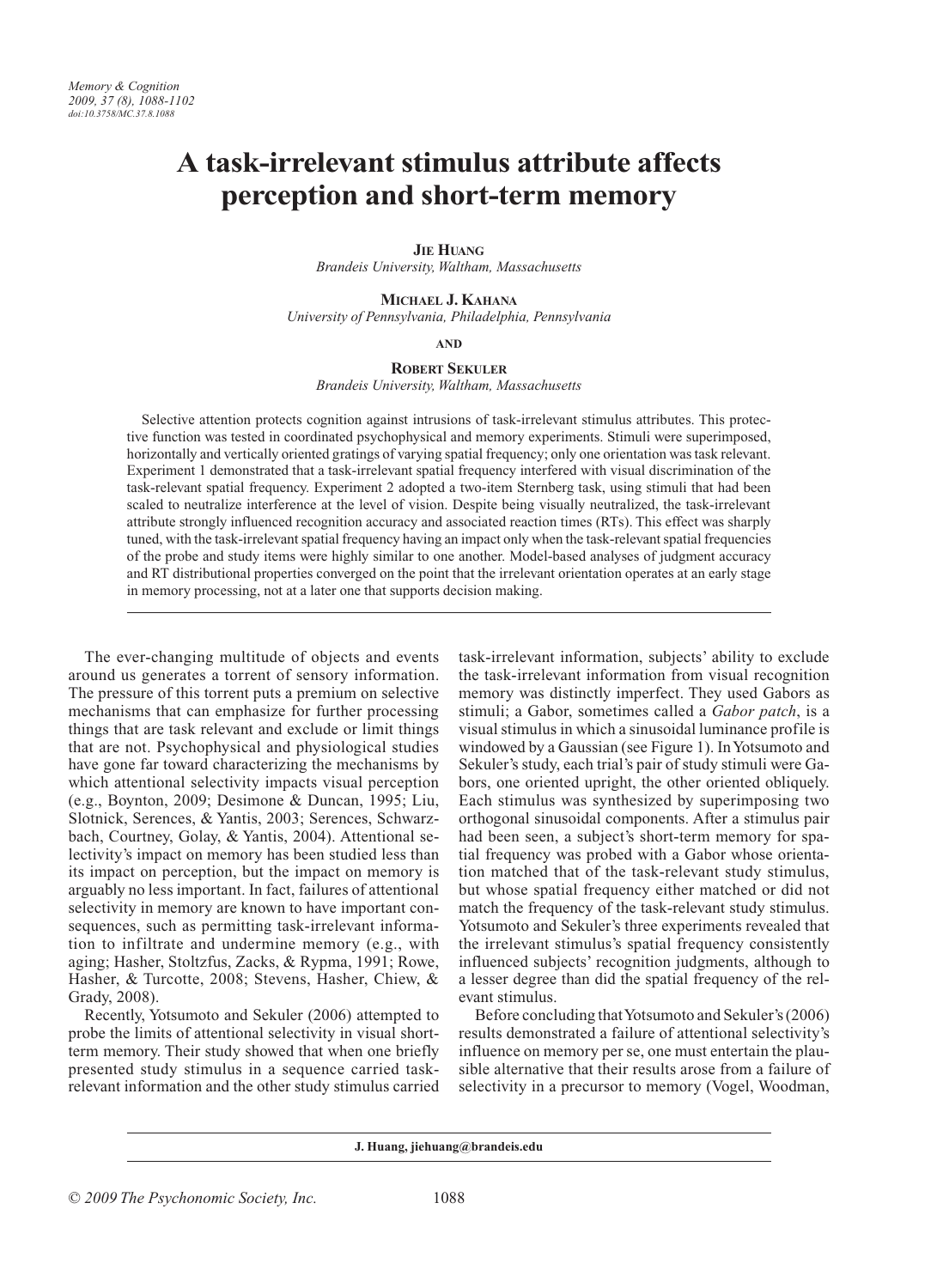# A task-irrelevant stimulus attribute affects perception and short-term memory

**Jie Huang**
*Brandeis University, Waltham, Massachusetts*

**Michael J. Kahana**
*University of Pennsylvania, Philadelphia, Pennsylvania*

**and**

**Robert Sekuler**
*Brandeis University, Waltham, Massachusetts*

Selective attention protects cognition against intrusions of task-irrelevant stimulus attributes. This protective function was tested in coordinated psychophysical and memory experiments. Stimuli were superimposed, horizontally and vertically oriented gratings of varying spatial frequency; only one orientation was task relevant. Experiment 1 demonstrated that a task-irrelevant spatial frequency interfered with visual discrimination of the task-relevant spatial frequency. Experiment 2 adopted a two-item Sternberg task, using stimuli that had been scaled to neutralize interference at the level of vision. Despite being visually neutralized, the task-irrelevant attribute strongly influenced recognition accuracy and associated reaction times (RTs). This effect was sharply tuned, with the task-irrelevant spatial frequency having an impact only when the task-relevant spatial frequencies of the probe and study items were highly similar to one another. Model-based analyses of judgment accuracy and RT distributional properties converged on the point that the irrelevant orientation operates at an early stage in memory processing, not at a later one that supports decision making.

The ever-changing multitude of objects and events around us generates a torrent of sensory information. The pressure of this torrent puts a premium on selective mechanisms that can emphasize for further processing things that are task relevant and exclude or limit things that are not. Psychophysical and physiological studies have gone far toward characterizing the mechanisms by which attentional selectivity impacts visual perception (e.g., Boynton, 2009; Desimone & Duncan, 1995; Liu, Slotnick, Serences, & Yantis, 2003; Serences, Schwarzbach, Courtney, Golay, & Yantis, 2004). Attentional selectivity's impact on memory has been studied less than its impact on perception, but the impact on memory is arguably no less important. In fact, failures of attentional selectivity in memory are known to have important consequences, such as permitting task-irrelevant information to infiltrate and undermine memory (e.g., with aging; Hasher, Stoltzfus, Zacks, & Rypma, 1991; Rowe, Hasher, & Turcotte, 2008; Stevens, Hasher, Chiew, & Grady, 2008).

Recently, Yotsumoto and Sekuler (2006) attempted to probe the limits of attentional selectivity in visual short-term memory. Their study showed that when one briefly presented study stimulus in a sequence carried task-relevant information and the other study stimulus carried task-irrelevant information, subjects' ability to exclude the task-irrelevant information from visual recognition memory was distinctly imperfect. They used Gabors as stimuli; a Gabor, sometimes called a *Gabor patch*, is a visual stimulus in which a sinusoidal luminance profile is windowed by a Gaussian (see Figure 1). In Yotsumoto and Sekuler's study, each trial's pair of study stimuli were Gabors, one oriented upright, the other oriented obliquely. Each stimulus was synthesized by superimposing two orthogonal sinusoidal components. After a stimulus pair had been seen, a subject's short-term memory for spatial frequency was probed with a Gabor whose orientation matched that of the task-relevant study stimulus, but whose spatial frequency either matched or did not match the frequency of the task-relevant study stimulus. Yotsumoto and Sekuler's three experiments revealed that the irrelevant stimulus's spatial frequency consistently influenced subjects' recognition judgments, although to a lesser degree than did the spatial frequency of the relevant stimulus.

Before concluding that Yotsumoto and Sekuler's (2006) results demonstrated a failure of attentional selectivity's influence on memory per se, one must entertain the plausible alternative that their results arose from a failure of selectivity in a precursor to memory (Vogel, Woodman,

J. Huang, jiehuang@brandeis.edu

© 2009 The Psychonomic Society, Inc.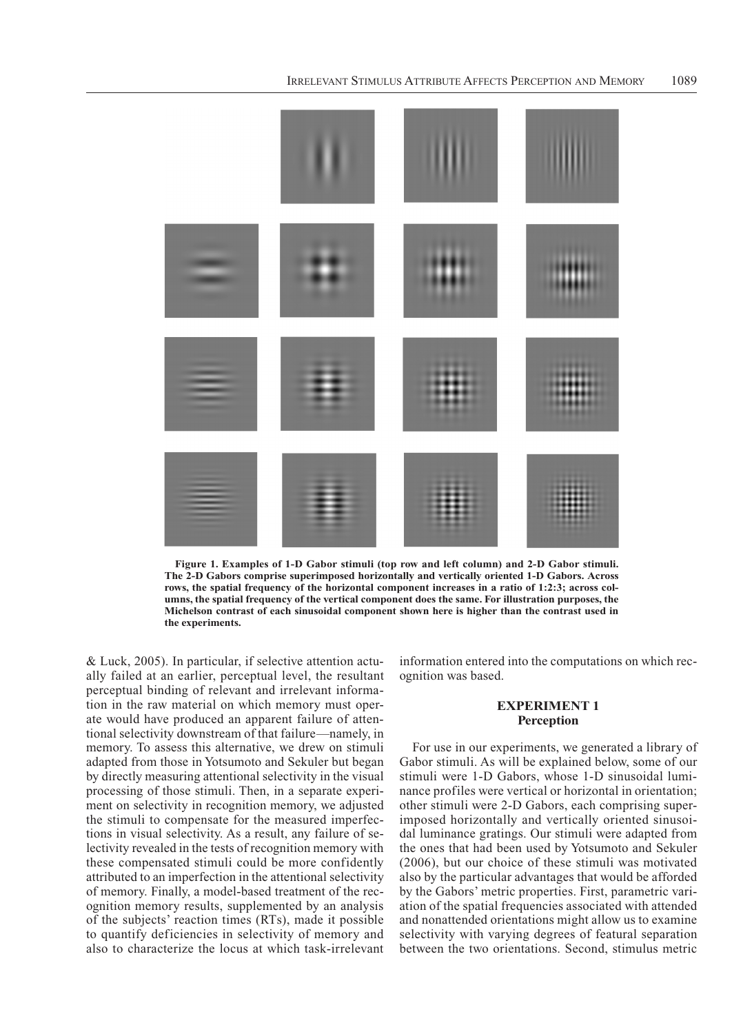**Figure 1. Examples of 1-D Gabor stimuli (top row and left column) and 2-D Gabor stimuli. The 2-D Gabors comprise superimposed horizontally and vertically oriented 1-D Gabors. Across rows, the spatial frequency of the horizontal component increases in a ratio of 1:2:3; across columns, the spatial frequency of the vertical component does the same. For illustration purposes, the Michelson contrast of each sinusoidal component shown here is higher than the contrast used in the experiments.**

& Luck, 2005). In particular, if selective attention actually failed at an earlier, perceptual level, the resultant perceptual binding of relevant and irrelevant information in the raw material on which memory must operate would have produced an apparent failure of attentional selectivity downstream of that failure—namely, in memory. To assess this alternative, we drew on stimuli adapted from those in Yotsumoto and Sekuler but began by directly measuring attentional selectivity in the visual processing of those stimuli. Then, in a separate experiment on selectivity in recognition memory, we adjusted the stimuli to compensate for the measured imperfections in visual selectivity. As a result, any failure of selectivity revealed in the tests of recognition memory with these compensated stimuli could be more confidently attributed to an imperfection in the attentional selectivity of memory. Finally, a model-based treatment of the recognition memory results, supplemented by an analysis of the subjects' reaction times (RTs), made it possible to quantify deficiencies in selectivity of memory and also to characterize the locus at which task-irrelevant information entered into the computations on which recognition was based.

## EXPERIMENT 1
### Perception

For use in our experiments, we generated a library of Gabor stimuli. As will be explained below, some of our stimuli were 1-D Gabors, whose 1-D sinusoidal luminance profiles were vertical or horizontal in orientation; other stimuli were 2-D Gabors, each comprising superimposed horizontally and vertically oriented sinusoidal luminance gratings. Our stimuli were adapted from the ones that had been used by Yotsumoto and Sekuler (2006), but our choice of these stimuli was motivated also by the particular advantages that would be afforded by the Gabors' metric properties. First, parametric variation of the spatial frequencies associated with attended and nonattended orientations might allow us to examine selectivity with varying degrees of featural separation between the two orientations. Second, stimulus metric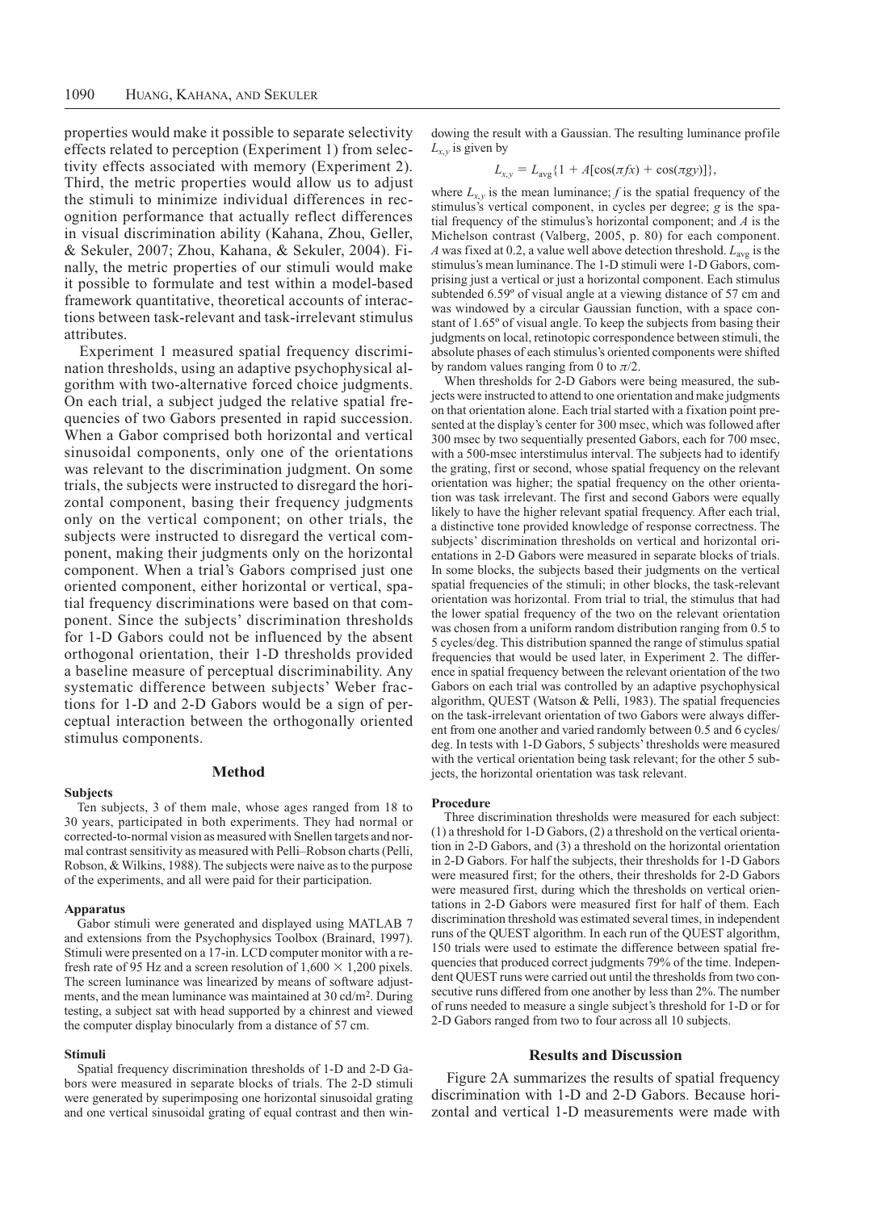properties would make it possible to separate selectivity effects related to perception (Experiment 1) from selectivity effects associated with memory (Experiment 2). Third, the metric properties would allow us to adjust the stimuli to minimize individual differences in recognition performance that actually reflect differences in visual discrimination ability (Kahana, Zhou, Geller, & Sekuler, 2007; Zhou, Kahana, & Sekuler, 2004). Finally, the metric properties of our stimuli would make it possible to formulate and test within a model-based framework quantitative, theoretical accounts of interactions between task-relevant and task-irrelevant stimulus attributes.

Experiment 1 measured spatial frequency discrimination thresholds, using an adaptive psychophysical algorithm with two-alternative forced choice judgments. On each trial, a subject judged the relative spatial frequencies of two Gabors presented in rapid succession. When a Gabor comprised both horizontal and vertical sinusoidal components, only one of the orientations was relevant to the discrimination judgment. On some trials, the subjects were instructed to disregard the horizontal component, basing their frequency judgments only on the vertical component; on other trials, the subjects were instructed to disregard the vertical component, making their judgments only on the horizontal component. When a trial's Gabors comprised just one oriented component, either horizontal or vertical, spatial frequency discriminations were based on that component. Since the subjects' discrimination thresholds for 1-D Gabors could not be influenced by the absent orthogonal orientation, their 1-D thresholds provided a baseline measure of perceptual discriminability. Any systematic difference between subjects' Weber fractions for 1-D and 2-D Gabors would be a sign of perceptual interaction between the orthogonally oriented stimulus components.

## Method

### Subjects

Ten subjects, 3 of them male, whose ages ranged from 18 to 30 years, participated in both experiments. They had normal or corrected-to-normal vision as measured with Snellen targets and normal contrast sensitivity as measured with Pelli–Robson charts (Pelli, Robson, & Wilkins, 1988). The subjects were naive as to the purpose of the experiments, and all were paid for their participation.

### Apparatus

Gabor stimuli were generated and displayed using MATLAB 7 and extensions from the Psychophysics Toolbox (Brainard, 1997). Stimuli were presented on a 17-in. LCD computer monitor with a refresh rate of 95 Hz and a screen resolution of $1{,}600 \times 1{,}200$ pixels. The screen luminance was linearized by means of software adjustments, and the mean luminance was maintained at 30 cd/m$^2$. During testing, a subject sat with head supported by a chinrest and viewed the computer display binocularly from a distance of 57 cm.

### Stimuli

Spatial frequency discrimination thresholds of 1-D and 2-D Gabors were measured in separate blocks of trials. The 2-D stimuli were generated by superimposing one horizontal sinusoidal grating and one vertical sinusoidal grating of equal contrast and then windowing the result with a Gaussian. The resulting luminance profile $L_{x,y}$ is given by

$$L_{x,y} = L_{\text{avg}}\{1 + A[\cos(\pi fx) + \cos(\pi gy)]\},$$

where $L_{x,y}$ is the mean luminance; $f$ is the spatial frequency of the stimulus's vertical component, in cycles per degree; $g$ is the spatial frequency of the stimulus's horizontal component; and $A$ is the Michelson contrast (Valberg, 2005, p. 80) for each component. $A$ was fixed at 0.2, a value well above detection threshold. $L_{\text{avg}}$ is the stimulus's mean luminance. The 1-D stimuli were 1-D Gabors, comprising just a vertical or just a horizontal component. Each stimulus subtended 6.59º of visual angle at a viewing distance of 57 cm and was windowed by a circular Gaussian function, with a space constant of 1.65º of visual angle. To keep the subjects from basing their judgments on local, retinotopic correspondence between stimuli, the absolute phases of each stimulus's oriented components were shifted by random values ranging from 0 to $\pi/2$.

When thresholds for 2-D Gabors were being measured, the subjects were instructed to attend to one orientation and make judgments on that orientation alone. Each trial started with a fixation point presented at the display's center for 300 msec, which was followed after 300 msec by two sequentially presented Gabors, each for 700 msec, with a 500-msec interstimulus interval. The subjects had to identify the grating, first or second, whose spatial frequency on the relevant orientation was higher; the spatial frequency on the other orientation was task irrelevant. The first and second Gabors were equally likely to have the higher relevant spatial frequency. After each trial, a distinctive tone provided knowledge of response correctness. The subjects' discrimination thresholds on vertical and horizontal orientations in 2-D Gabors were measured in separate blocks of trials. In some blocks, the subjects based their judgments on the vertical spatial frequencies of the stimuli; in other blocks, the task-relevant orientation was horizontal. From trial to trial, the stimulus that had the lower spatial frequency of the two on the relevant orientation was chosen from a uniform random distribution ranging from 0.5 to 5 cycles/deg. This distribution spanned the range of stimulus spatial frequencies that would be used later, in Experiment 2. The difference in spatial frequency between the relevant orientation of the two Gabors on each trial was controlled by an adaptive psychophysical algorithm, QUEST (Watson & Pelli, 1983). The spatial frequencies on the task-irrelevant orientation of two Gabors were always different from one another and varied randomly between 0.5 and 6 cycles/deg. In tests with 1-D Gabors, 5 subjects' thresholds were measured with the vertical orientation being task relevant; for the other 5 subjects, the horizontal orientation was task relevant.

### Procedure

Three discrimination thresholds were measured for each subject: (1) a threshold for 1-D Gabors, (2) a threshold on the vertical orientation in 2-D Gabors, and (3) a threshold on the horizontal orientation in 2-D Gabors. For half the subjects, their thresholds for 1-D Gabors were measured first; for the others, their thresholds for 2-D Gabors were measured first, during which the thresholds on vertical orientations in 2-D Gabors were measured first for half of them. Each discrimination threshold was estimated several times, in independent runs of the QUEST algorithm. In each run of the QUEST algorithm, 150 trials were used to estimate the difference between spatial frequencies that produced correct judgments 79% of the time. Independent QUEST runs were carried out until the thresholds from two consecutive runs differed from one another by less than 2%. The number of runs needed to measure a single subject's threshold for 1-D or for 2-D Gabors ranged from two to four across all 10 subjects.

## Results and Discussion

Figure 2A summarizes the results of spatial frequency discrimination with 1-D and 2-D Gabors. Because horizontal and vertical 1-D measurements were made with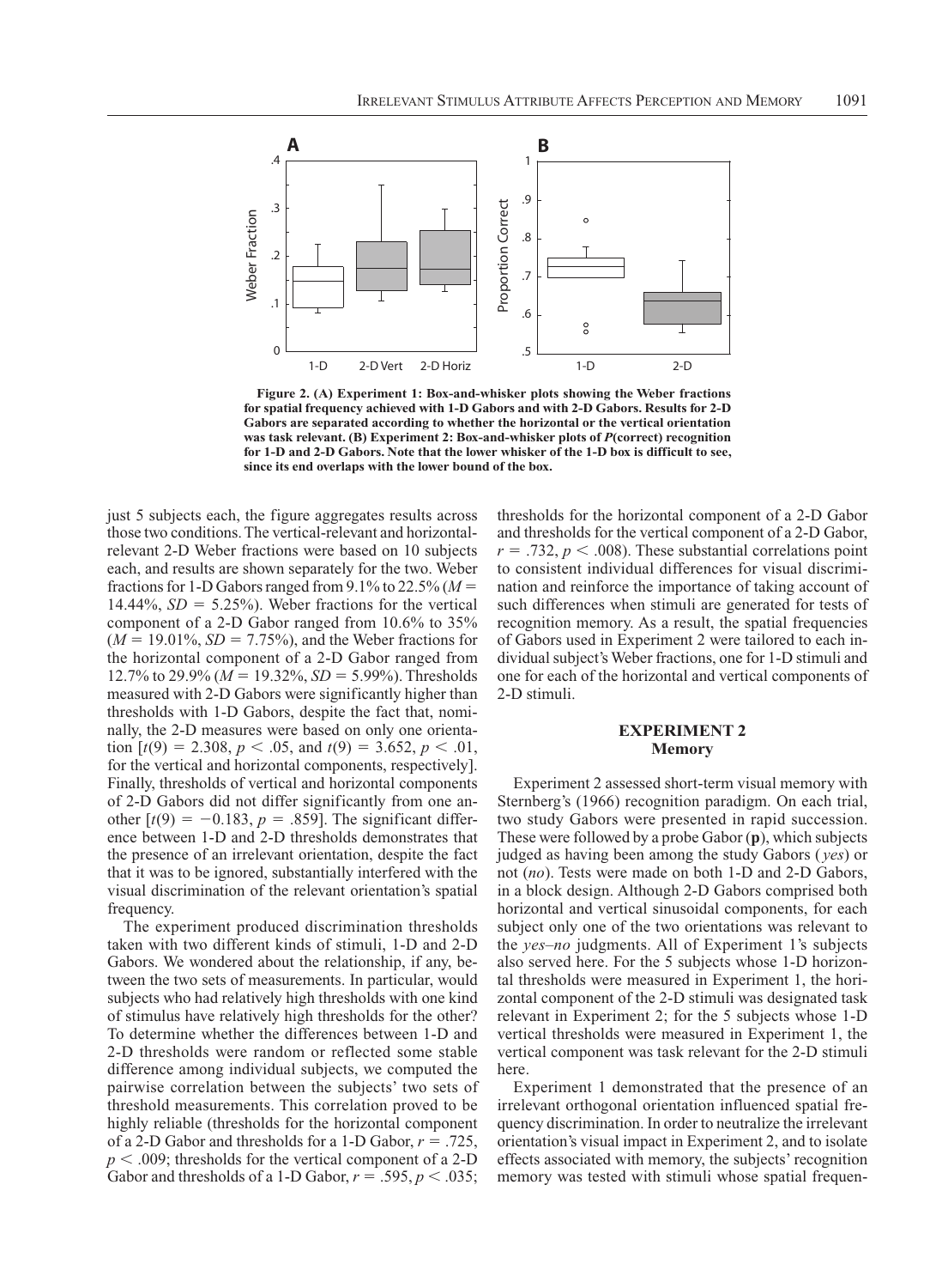A

.4
.3
.2
.1
0

Weber Fraction

1-D
2-D Vert
2-D Horiz

B

1
.9
.8
.7
.6
.5

Proportion Correct

1-D
2-D

**Figure 2. (A) Experiment 1: Box-and-whisker plots showing the Weber fractions for spatial frequency achieved with 1-D Gabors and with 2-D Gabors. Results for 2-D Gabors are separated according to whether the horizontal or the vertical orientation was task relevant. (B) Experiment 2: Box-and-whisker plots of *P*(correct) recognition for 1-D and 2-D Gabors. Note that the lower whisker of the 1-D box is difficult to see, since its end overlaps with the lower bound of the box.**

just 5 subjects each, the figure aggregates results across those two conditions. The vertical-relevant and horizontal-relevant 2-D Weber fractions were based on 10 subjects each, and results are shown separately for the two. Weber fractions for 1-D Gabors ranged from 9.1% to 22.5% ($M$ = 14.44%, $SD$ = 5.25%). Weber fractions for the vertical component of a 2-D Gabor ranged from 10.6% to 35% ($M$ = 19.01%, $SD$ = 7.75%), and the Weber fractions for the horizontal component of a 2-D Gabor ranged from 12.7% to 29.9% ($M$ = 19.32%, $SD$ = 5.99%). Thresholds measured with 2-D Gabors were significantly higher than thresholds with 1-D Gabors, despite the fact that, nominally, the 2-D measures were based on only one orientation [$t(9) = 2.308$, $p < .05$, and $t(9) = 3.652$, $p < .01$, for the vertical and horizontal components, respectively]. Finally, thresholds of vertical and horizontal components of 2-D Gabors did not differ significantly from one another [$t(9) = -0.183$, $p = .859$]. The significant difference between 1-D and 2-D thresholds demonstrates that the presence of an irrelevant orientation, despite the fact that it was to be ignored, substantially interfered with the visual discrimination of the relevant orientation's spatial frequency.

The experiment produced discrimination thresholds taken with two different kinds of stimuli, 1-D and 2-D Gabors. We wondered about the relationship, if any, between the two sets of measurements. In particular, would subjects who had relatively high thresholds with one kind of stimulus have relatively high thresholds for the other? To determine whether the differences between 1-D and 2-D thresholds were random or reflected some stable difference among individual subjects, we computed the pairwise correlation between the subjects' two sets of threshold measurements. This correlation proved to be highly reliable (thresholds for the horizontal component of a 2-D Gabor and thresholds for a 1-D Gabor, $r = .725$, $p < .009$; thresholds for the vertical component of a 2-D Gabor and thresholds of a 1-D Gabor, $r = .595$, $p < .035$; thresholds for the horizontal component of a 2-D Gabor and thresholds for the vertical component of a 2-D Gabor, $r = .732$, $p < .008$). These substantial correlations point to consistent individual differences for visual discrimination and reinforce the importance of taking account of such differences when stimuli are generated for tests of recognition memory. As a result, the spatial frequencies of Gabors used in Experiment 2 were tailored to each individual subject's Weber fractions, one for 1-D stimuli and one for each of the horizontal and vertical components of 2-D stimuli.

## EXPERIMENT 2
### Memory

Experiment 2 assessed short-term visual memory with Sternberg's (1966) recognition paradigm. On each trial, two study Gabors were presented in rapid succession. These were followed by a probe Gabor (**p**), which subjects judged as having been among the study Gabors (*yes*) or not (*no*). Tests were made on both 1-D and 2-D Gabors, in a block design. Although 2-D Gabors comprised both horizontal and vertical sinusoidal components, for each subject only one of the two orientations was relevant to the *yes*–*no* judgments. All of Experiment 1's subjects also served here. For the 5 subjects whose 1-D horizontal thresholds were measured in Experiment 1, the horizontal component of the 2-D stimuli was designated task relevant in Experiment 2; for the 5 subjects whose 1-D vertical thresholds were measured in Experiment 1, the vertical component was task relevant for the 2-D stimuli here.

Experiment 1 demonstrated that the presence of an irrelevant orthogonal orientation influenced spatial frequency discrimination. In order to neutralize the irrelevant orientation's visual impact in Experiment 2, and to isolate effects associated with memory, the subjects' recognition memory was tested with stimuli whose spatial frequen-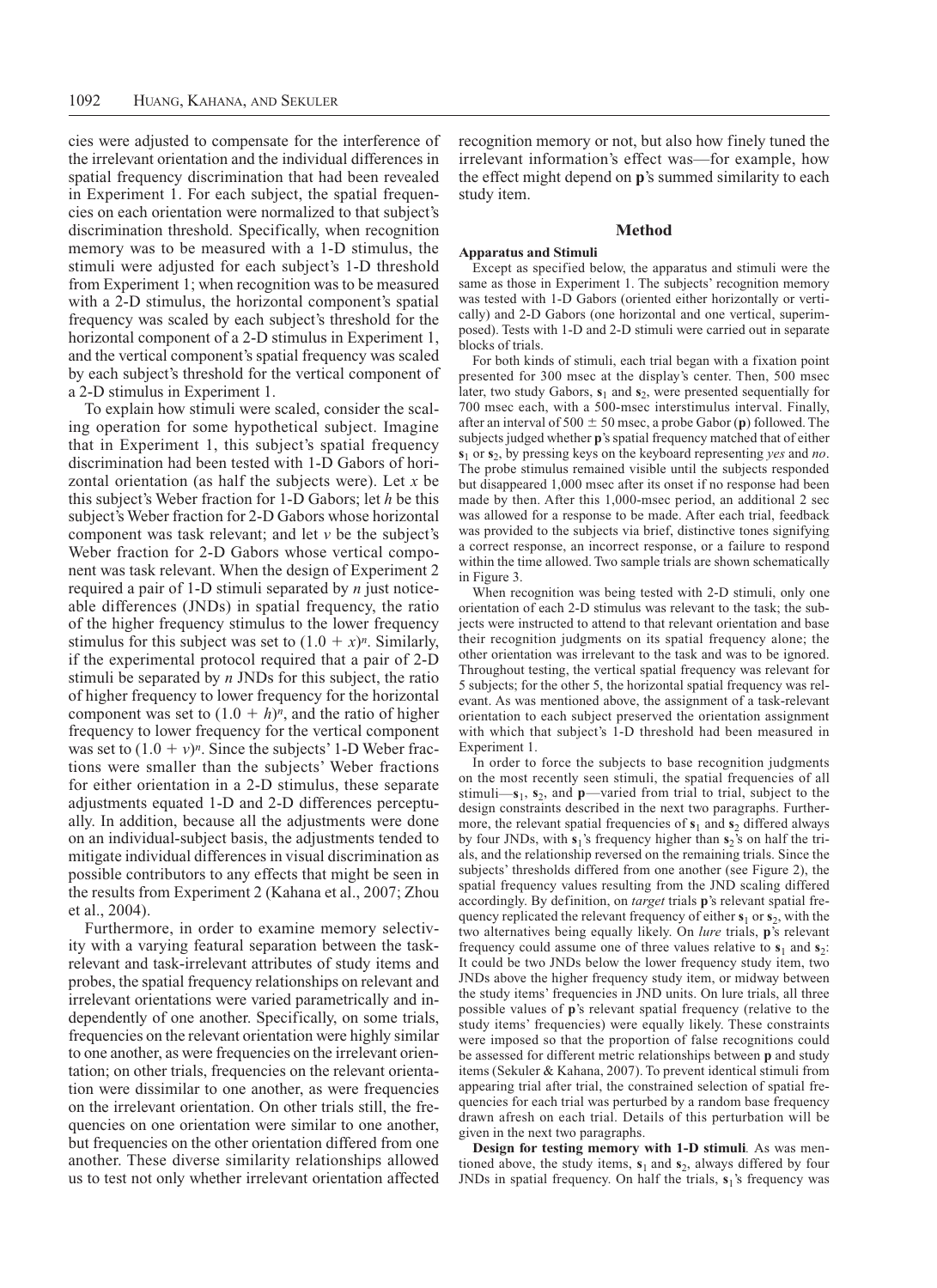cies were adjusted to compensate for the interference of the irrelevant orientation and the individual differences in spatial frequency discrimination that had been revealed in Experiment 1. For each subject, the spatial frequencies on each orientation were normalized to that subject's discrimination threshold. Specifically, when recognition memory was to be measured with a 1-D stimulus, the stimuli were adjusted for each subject's 1-D threshold from Experiment 1; when recognition was to be measured with a 2-D stimulus, the horizontal component's spatial frequency was scaled by each subject's threshold for the horizontal component of a 2-D stimulus in Experiment 1, and the vertical component's spatial frequency was scaled by each subject's threshold for the vertical component of a 2-D stimulus in Experiment 1.

To explain how stimuli were scaled, consider the scaling operation for some hypothetical subject. Imagine that in Experiment 1, this subject's spatial frequency discrimination had been tested with 1-D Gabors of horizontal orientation (as half the subjects were). Let $x$ be this subject's Weber fraction for 1-D Gabors; let $h$ be this subject's Weber fraction for 2-D Gabors whose horizontal component was task relevant; and let $v$ be the subject's Weber fraction for 2-D Gabors whose vertical component was task relevant. When the design of Experiment 2 required a pair of 1-D stimuli separated by $n$ just noticeable differences (JNDs) in spatial frequency, the ratio of the higher frequency stimulus to the lower frequency stimulus for this subject was set to $(1.0 + x)^n$. Similarly, if the experimental protocol required that a pair of 2-D stimuli be separated by $n$ JNDs for this subject, the ratio of higher frequency to lower frequency for the horizontal component was set to $(1.0 + h)^n$, and the ratio of higher frequency to lower frequency for the vertical component was set to $(1.0 + v)^n$. Since the subjects' 1-D Weber fractions were smaller than the subjects' Weber fractions for either orientation in a 2-D stimulus, these separate adjustments equated 1-D and 2-D differences perceptually. In addition, because all the adjustments were done on an individual-subject basis, the adjustments tended to mitigate individual differences in visual discrimination as possible contributors to any effects that might be seen in the results from Experiment 2 (Kahana et al., 2007; Zhou et al., 2004).

Furthermore, in order to examine memory selectivity with a varying featural separation between the task-relevant and task-irrelevant attributes of study items and probes, the spatial frequency relationships on relevant and irrelevant orientations were varied parametrically and independently of one another. Specifically, on some trials, frequencies on the relevant orientation were highly similar to one another, as were frequencies on the irrelevant orientation; on other trials, frequencies on the relevant orientation were dissimilar to one another, as were frequencies on the irrelevant orientation. On other trials still, the frequencies on one orientation were similar to one another, but frequencies on the other orientation differed from one another. These diverse similarity relationships allowed us to test not only whether irrelevant orientation affected recognition memory or not, but also how finely tuned the irrelevant information's effect was—for example, how the effect might depend on **p**'s summed similarity to each study item.

## Method

### Apparatus and Stimuli

Except as specified below, the apparatus and stimuli were the same as those in Experiment 1. The subjects' recognition memory was tested with 1-D Gabors (oriented either horizontally or vertically) and 2-D Gabors (one horizontal and one vertical, superimposed). Tests with 1-D and 2-D stimuli were carried out in separate blocks of trials.

For both kinds of stimuli, each trial began with a fixation point presented for 300 msec at the display's center. Then, 500 msec later, two study Gabors, $\mathbf{s}_1$ and $\mathbf{s}_2$, were presented sequentially for 700 msec each, with a 500-msec interstimulus interval. Finally, after an interval of $500 \pm 50$ msec, a probe Gabor (**p**) followed. The subjects judged whether **p**'s spatial frequency matched that of either $\mathbf{s}_1$ or $\mathbf{s}_2$, by pressing keys on the keyboard representing *yes* and *no*. The probe stimulus remained visible until the subjects responded but disappeared 1,000 msec after its onset if no response had been made by then. After this 1,000-msec period, an additional 2 sec was allowed for a response to be made. After each trial, feedback was provided to the subjects via brief, distinctive tones signifying a correct response, an incorrect response, or a failure to respond within the time allowed. Two sample trials are shown schematically in Figure 3.

When recognition was being tested with 2-D stimuli, only one orientation of each 2-D stimulus was relevant to the task; the subjects were instructed to attend to that relevant orientation and base their recognition judgments on its spatial frequency alone; the other orientation was irrelevant to the task and was to be ignored. Throughout testing, the vertical spatial frequency was relevant for 5 subjects; for the other 5, the horizontal spatial frequency was relevant. As was mentioned above, the assignment of a task-relevant orientation to each subject preserved the orientation assignment with which that subject's 1-D threshold had been measured in Experiment 1.

In order to force the subjects to base recognition judgments on the most recently seen stimuli, the spatial frequencies of all stimuli—$\mathbf{s}_1$, $\mathbf{s}_2$, and **p**—varied from trial to trial, subject to the design constraints described in the next two paragraphs. Furthermore, the relevant spatial frequencies of $\mathbf{s}_1$ and $\mathbf{s}_2$ differed always by four JNDs, with $\mathbf{s}_1$'s frequency higher than $\mathbf{s}_2$'s on half the trials, and the relationship reversed on the remaining trials. Since the subjects' thresholds differed from one another (see Figure 2), the spatial frequency values resulting from the JND scaling differed accordingly. By definition, on *target* trials **p**'s relevant spatial frequency replicated the relevant frequency of either $\mathbf{s}_1$ or $\mathbf{s}_2$, with the two alternatives being equally likely. On *lure* trials, **p**'s relevant frequency could assume one of three values relative to $\mathbf{s}_1$ and $\mathbf{s}_2$: It could be two JNDs below the lower frequency study item, two JNDs above the higher frequency study item, or midway between the study items' frequencies in JND units. On lure trials, all three possible values of **p**'s relevant spatial frequency (relative to the study items' frequencies) were equally likely. These constraints were imposed so that the proportion of false recognitions could be assessed for different metric relationships between **p** and study items (Sekuler & Kahana, 2007). To prevent identical stimuli from appearing trial after trial, the constrained selection of spatial frequencies for each trial was perturbed by a random base frequency drawn afresh on each trial. Details of this perturbation will be given in the next two paragraphs.

**Design for testing memory with 1-D stimuli***.* As was mentioned above, the study items, $\mathbf{s}_1$ and $\mathbf{s}_2$, always differed by four JNDs in spatial frequency. On half the trials, $\mathbf{s}_1$'s frequency was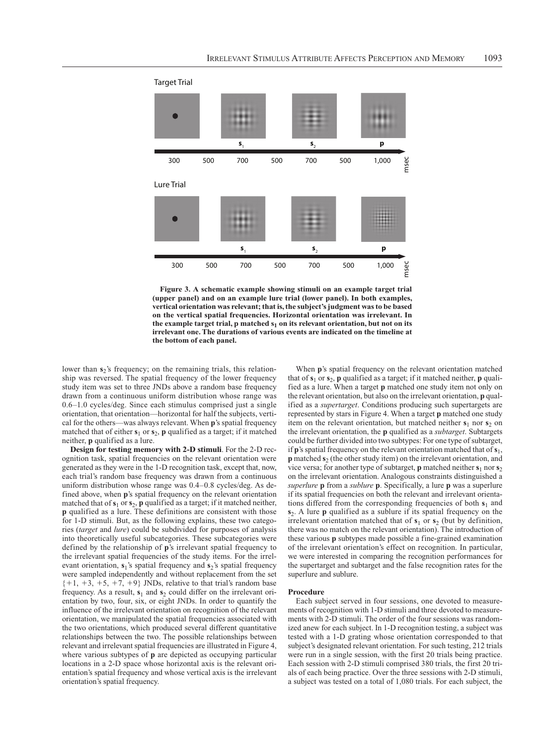Target Trial

$s_1$ $s_2$ p

300 500 700 500 700 500 1,000 msec

Lure Trial

$s_1$ $s_2$ p

300 500 700 500 700 500 1,000 msec

**Figure 3. A schematic example showing stimuli on an example target trial (upper panel) and on an example lure trial (lower panel). In both examples, vertical orientation was relevant; that is, the subject's judgment was to be based on the vertical spatial frequencies. Horizontal orientation was irrelevant. In the example target trial, p matched $s_1$ on its relevant orientation, but not on its irrelevant one. The durations of various events are indicated on the timeline at the bottom of each panel.**

lower than $\mathbf{s}_2$'s frequency; on the remaining trials, this relationship was reversed. The spatial frequency of the lower frequency study item was set to three JNDs above a random base frequency drawn from a continuous uniform distribution whose range was 0.6–1.0 cycles/deg. Since each stimulus comprised just a single orientation, that orientation—horizontal for half the subjects, vertical for the others—was always relevant. When **p**'s spatial frequency matched that of either $\mathbf{s}_1$ or $\mathbf{s}_2$, **p** qualified as a target; if it matched neither, **p** qualified as a lure.

**Design for testing memory with 2-D stimuli**. For the 2-D recognition task, spatial frequencies on the relevant orientation were generated as they were in the 1-D recognition task, except that, now, each trial's random base frequency was drawn from a continuous uniform distribution whose range was 0.4–0.8 cycles/deg. As defined above, when **p**'s spatial frequency on the relevant orientation matched that of $\mathbf{s}_1$ or $\mathbf{s}_2$, **p** qualified as a target; if it matched neither, **p** qualified as a lure. These definitions are consistent with those for 1-D stimuli. But, as the following explains, these two categories (*target* and *lure*) could be subdivided for purposes of analysis into theoretically useful subcategories. These subcategories were defined by the relationship of **p**'s irrelevant spatial frequency to the irrelevant spatial frequencies of the study items. For the irrelevant orientation, $\mathbf{s}_1$'s spatial frequency and $\mathbf{s}_2$'s spatial frequency were sampled independently and without replacement from the set $\{+1, +3, +5, +7, +9\}$ JNDs, relative to that trial's random base frequency. As a result, $\mathbf{s}_1$ and $\mathbf{s}_2$ could differ on the irrelevant orientation by two, four, six, or eight JNDs. In order to quantify the influence of the irrelevant orientation on recognition of the relevant orientation, we manipulated the spatial frequencies associated with the two orientations, which produced several different quantitative relationships between the two. The possible relationships between relevant and irrelevant spatial frequencies are illustrated in Figure 4, where various subtypes of **p** are depicted as occupying particular locations in a 2-D space whose horizontal axis is the relevant orientation's spatial frequency and whose vertical axis is the irrelevant orientation's spatial frequency.

When **p**'s spatial frequency on the relevant orientation matched that of $\mathbf{s}_1$ or $\mathbf{s}_2$, **p** qualified as a target; if it matched neither, **p** qualified as a lure. When a target **p** matched one study item not only on the relevant orientation, but also on the irrelevant orientation, **p** qualified as a *supertarget*. Conditions producing such supertargets are represented by stars in Figure 4. When a target **p** matched one study item on the relevant orientation, but matched neither $\mathbf{s}_1$ nor $\mathbf{s}_2$ on the irrelevant orientation, the **p** qualified as a *subtarget*. Subtargets could be further divided into two subtypes: For one type of subtarget, if **p**'s spatial frequency on the relevant orientation matched that of $\mathbf{s}_1$, **p** matched $\mathbf{s}_2$ (the other study item) on the irrelevant orientation, and vice versa; for another type of subtarget, **p** matched neither $\mathbf{s}_1$ nor $\mathbf{s}_2$ on the irrelevant orientation. Analogous constraints distinguished a *superlure* **p** from a *sublure* **p**. Specifically, a lure **p** was a superlure if its spatial frequencies on both the relevant and irrelevant orientations differed from the corresponding frequencies of both $\mathbf{s}_1$ and $\mathbf{s}_2$. A lure **p** qualified as a sublure if its spatial frequency on the irrelevant orientation matched that of $\mathbf{s}_1$ or $\mathbf{s}_2$ (but by definition, there was no match on the relevant orientation). The introduction of these various **p** subtypes made possible a fine-grained examination of the irrelevant orientation's effect on recognition. In particular, we were interested in comparing the recognition performances for the supertarget and subtarget and the false recognition rates for the superlure and sublure.

## Procedure

Each subject served in four sessions, one devoted to measurements of recognition with 1-D stimuli and three devoted to measurements with 2-D stimuli. The order of the four sessions was randomized anew for each subject. In 1-D recognition testing, a subject was tested with a 1-D grating whose orientation corresponded to that subject's designated relevant orientation. For such testing, 212 trials were run in a single session, with the first 20 trials being practice. Each session with 2-D stimuli comprised 380 trials, the first 20 trials of each being practice. Over the three sessions with 2-D stimuli, a subject was tested on a total of 1,080 trials. For each subject, the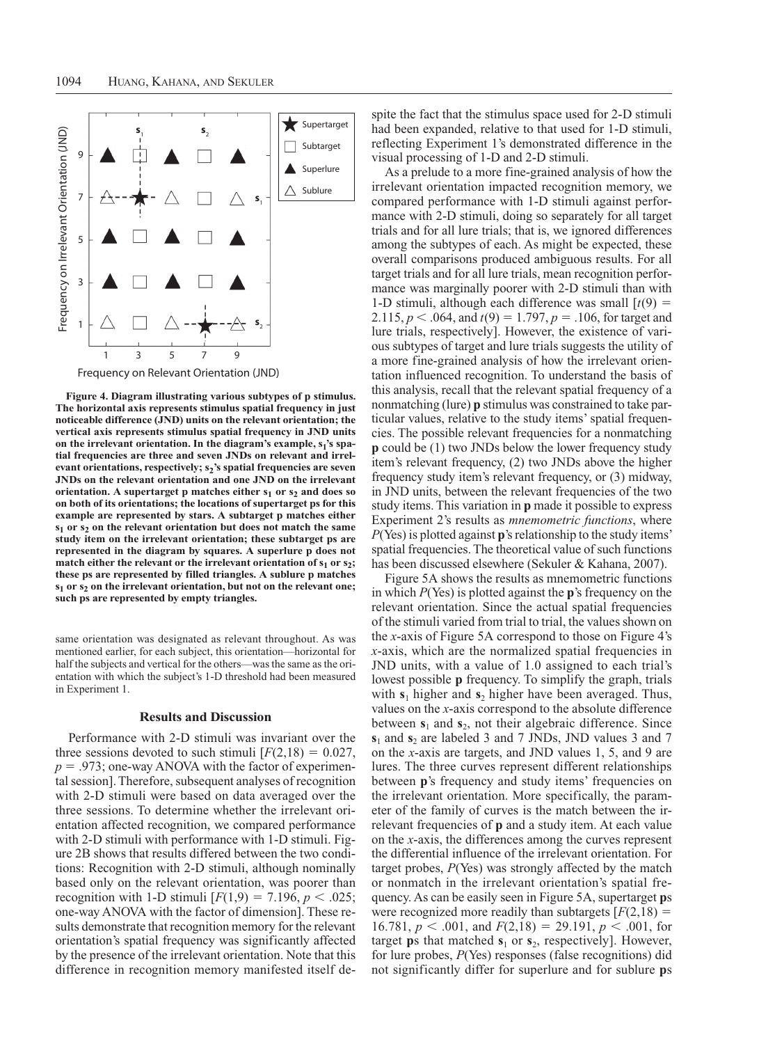Supertarget

Subtarget

Superlure

Sublure

$s_1$

$s_2$

$s_1$

$s_2$

Frequency on Irrelevant Orientation (JND)

9

7

5

3

1

1 3 5 7 9

Frequency on Relevant Orientation (JND)

**Figure 4. Diagram illustrating various subtypes of p stimulus. The horizontal axis represents stimulus spatial frequency in just noticeable difference (JND) units on the relevant orientation; the vertical axis represents stimulus spatial frequency in JND units on the irrelevant orientation. In the diagram's example, $s_1$'s spatial frequencies are three and seven JNDs on relevant and irrelevant orientations, respectively; $s_2$'s spatial frequencies are seven JNDs on the relevant orientation and one JND on the irrelevant orientation. A supertarget p matches either $s_1$ or $s_2$ and does so on both of its orientations; the locations of supertarget ps for this example are represented by stars. A subtarget p matches either $s_1$ or $s_2$ on the relevant orientation but does not match the same study item on the irrelevant orientation; these subtarget ps are represented in the diagram by squares. A superlure p does not match either the relevant or the irrelevant orientation of $s_1$ or $s_2$; these ps are represented by filled triangles. A sublure p matches $s_1$ or $s_2$ on the irrelevant orientation, but not on the relevant one; such ps are represented by empty triangles.**

same orientation was designated as relevant throughout. As was mentioned earlier, for each subject, this orientation—horizontal for half the subjects and vertical for the others—was the same as the orientation with which the subject's 1-D threshold had been measured in Experiment 1.

## Results and Discussion

Performance with 2-D stimuli was invariant over the three sessions devoted to such stimuli [$F(2,18) = 0.027$, $p = .973$; one-way ANOVA with the factor of experimental session]. Therefore, subsequent analyses of recognition with 2-D stimuli were based on data averaged over the three sessions. To determine whether the irrelevant orientation affected recognition, we compared performance with 2-D stimuli with performance with 1-D stimuli. Figure 2B shows that results differed between the two conditions: Recognition with 2-D stimuli, although nominally based only on the relevant orientation, was poorer than recognition with 1-D stimuli [$F(1,9) = 7.196$, $p < .025$; one-way ANOVA with the factor of dimension]. These results demonstrate that recognition memory for the relevant orientation's spatial frequency was significantly affected by the presence of the irrelevant orientation. Note that this difference in recognition memory manifested itself despite the fact that the stimulus space used for 2-D stimuli had been expanded, relative to that used for 1-D stimuli, reflecting Experiment 1's demonstrated difference in the visual processing of 1-D and 2-D stimuli.

As a prelude to a more fine-grained analysis of how the irrelevant orientation impacted recognition memory, we compared performance with 1-D stimuli against performance with 2-D stimuli, doing so separately for all target trials and for all lure trials; that is, we ignored differences among the subtypes of each. As might be expected, these overall comparisons produced ambiguous results. For all target trials and for all lure trials, mean recognition performance was marginally poorer with 2-D stimuli than with 1-D stimuli, although each difference was small [$t(9) = 2.115$, $p < .064$, and $t(9) = 1.797$, $p = .106$, for target and lure trials, respectively]. However, the existence of various subtypes of target and lure trials suggests the utility of a more fine-grained analysis of how the irrelevant orientation influenced recognition. To understand the basis of this analysis, recall that the relevant spatial frequency of a nonmatching (lure) **p** stimulus was constrained to take particular values, relative to the study items' spatial frequencies. The possible relevant frequencies for a nonmatching **p** could be (1) two JNDs below the lower frequency study item's relevant frequency, (2) two JNDs above the higher frequency study item's relevant frequency, or (3) midway, in JND units, between the relevant frequencies of the two study items. This variation in **p** made it possible to express Experiment 2's results as *mnemometric functions*, where $P$(Yes) is plotted against **p**'s relationship to the study items' spatial frequencies. The theoretical value of such functions has been discussed elsewhere (Sekuler & Kahana, 2007).

Figure 5A shows the results as mnemometric functions in which $P$(Yes) is plotted against the **p**'s frequency on the relevant orientation. Since the actual spatial frequencies of the stimuli varied from trial to trial, the values shown on the *x*-axis of Figure 5A correspond to those on Figure 4's *x*-axis, which are the normalized spatial frequencies in JND units, with a value of 1.0 assigned to each trial's lowest possible **p** frequency. To simplify the graph, trials with $\mathbf{s}_1$ higher and $\mathbf{s}_2$ higher have been averaged. Thus, values on the *x*-axis correspond to the absolute difference between $\mathbf{s}_1$ and $\mathbf{s}_2$, not their algebraic difference. Since $\mathbf{s}_1$ and $\mathbf{s}_2$ are labeled 3 and 7 JNDs, JND values 3 and 7 on the *x*-axis are targets, and JND values 1, 5, and 9 are lures. The three curves represent different relationships between **p**'s frequency and study items' frequencies on the irrelevant orientation. More specifically, the parameter of the family of curves is the match between the irrelevant frequencies of **p** and a study item. At each value on the *x*-axis, the differences among the curves represent the differential influence of the irrelevant orientation. For target probes, $P$(Yes) was strongly affected by the match or nonmatch in the irrelevant orientation's spatial frequency. As can be easily seen in Figure 5A, supertarget **p**s were recognized more readily than subtargets [$F(2,18) = 16.781$, $p < .001$, and $F(2,18) = 29.191$, $p < .001$, for target **p**s that matched $\mathbf{s}_1$ or $\mathbf{s}_2$, respectively]. However, for lure probes, $P$(Yes) responses (false recognitions) did not significantly differ for superlure and for sublure **p**s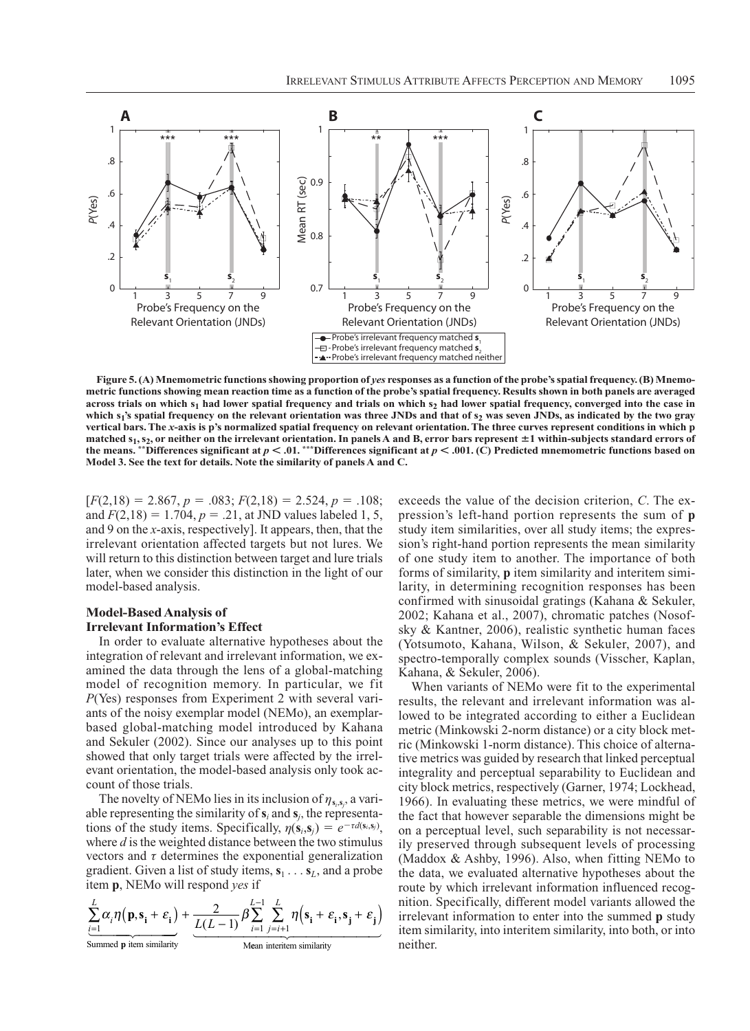A

B

C

P(Yes)

Mean RT (sec)

P(Yes)

Probe's Frequency on the Relevant Orientation (JNDs)

Probe's irrelevant frequency matched $s_1$

Probe's irrelevant frequency matched $s_2$

Probe's irrelevant frequency matched neither

**Figure 5. (A) Mnemometric functions showing proportion of *yes* responses as a function of the probe's spatial frequency. (B) Mnemometric functions showing mean reaction time as a function of the probe's spatial frequency. Results shown in both panels are averaged across trials on which $s_1$ had lower spatial frequency and trials on which $s_2$ had lower spatial frequency, converged into the case in which $s_1$'s spatial frequency on the relevant orientation was three JNDs and that of $s_2$ was seven JNDs, as indicated by the two gray vertical bars. The *x*-axis is p's normalized spatial frequency on relevant orientation. The three curves represent conditions in which p matched $s_1$, $s_2$, or neither on the irrelevant orientation. In panels A and B, error bars represent ±1 within-subjects standard errors of the means. \*\*Differences significant at $p < .01$. \*\*\*Differences significant at $p < .001$. (C) Predicted mnemometric functions based on Model 3. See the text for details. Note the similarity of panels A and C.**

[$F(2,18) = 2.867$, $p = .083$; $F(2,18) = 2.524$, $p = .108$; and $F(2,18) = 1.704$, $p = .21$, at JND values labeled 1, 5, and 9 on the *x*-axis, respectively]. It appears, then, that the irrelevant orientation affected targets but not lures. We will return to this distinction between target and lure trials later, when we consider this distinction in the light of our model-based analysis.

### Model-Based Analysis of Irrelevant Information's Effect

In order to evaluate alternative hypotheses about the integration of relevant and irrelevant information, we examined the data through the lens of a global-matching model of recognition memory. In particular, we fit *P*(Yes) responses from Experiment 2 with several variants of the noisy exemplar model (NEMo), an exemplar-based global-matching model introduced by Kahana and Sekuler (2002). Since our analyses up to this point showed that only target trials were affected by the irrelevant orientation, the model-based analysis only took account of those trials.

The novelty of NEMo lies in its inclusion of $\eta_{\mathbf{s}_i,\mathbf{s}_j}$, a variable representing the similarity of $\mathbf{s}_i$ and $\mathbf{s}_j$, the representations of the study items. Specifically, $\eta(\mathbf{s}_i,\mathbf{s}_j) = e^{-\tau d(\mathbf{s}_i,\mathbf{s}_j)}$, where $d$ is the weighted distance between the two stimulus vectors and $\tau$ determines the exponential generalization gradient. Given a list of study items, $\mathbf{s}_1 \ldots \mathbf{s}_L$, and a probe item $\mathbf{p}$, NEMo will respond *yes* if

$$\underbrace{\sum_{i=1}^{L} \alpha_i \eta(\mathbf{p}, \mathbf{s_i} + \varepsilon_\mathbf{i})}_{\text{Summed } \mathbf{p} \text{ item similarity}} + \underbrace{\frac{2}{L(L-1)} \beta \sum_{i=1}^{L-1} \sum_{j=i+1}^{L} \eta(\mathbf{s_i} + \varepsilon_\mathbf{i}, \mathbf{s_j} + \varepsilon_\mathbf{j})}_{\text{Mean interitem similarity}}$$

exceeds the value of the decision criterion, $C$. The expression's left-hand portion represents the sum of **p** study item similarities, over all study items; the expression's right-hand portion represents the mean similarity of one study item to another. The importance of both forms of similarity, **p** item similarity and interitem similarity, in determining recognition responses has been confirmed with sinusoidal gratings (Kahana & Sekuler, 2002; Kahana et al., 2007), chromatic patches (Nosofsky & Kantner, 2006), realistic synthetic human faces (Yotsumoto, Kahana, Wilson, & Sekuler, 2007), and spectro-temporally complex sounds (Visscher, Kaplan, Kahana, & Sekuler, 2006).

When variants of NEMo were fit to the experimental results, the relevant and irrelevant information was allowed to be integrated according to either a Euclidean metric (Minkowski 2-norm distance) or a city block metric (Minkowski 1-norm distance). This choice of alternative metrics was guided by research that linked perceptual integrality and perceptual separability to Euclidean and city block metrics, respectively (Garner, 1974; Lockhead, 1966). In evaluating these metrics, we were mindful of the fact that however separable the dimensions might be on a perceptual level, such separability is not necessarily preserved through subsequent levels of processing (Maddox & Ashby, 1996). Also, when fitting NEMo to the data, we evaluated alternative hypotheses about the route by which irrelevant information influenced recognition. Specifically, different model variants allowed the irrelevant information to enter into the summed **p** study item similarity, into interitem similarity, into both, or into neither.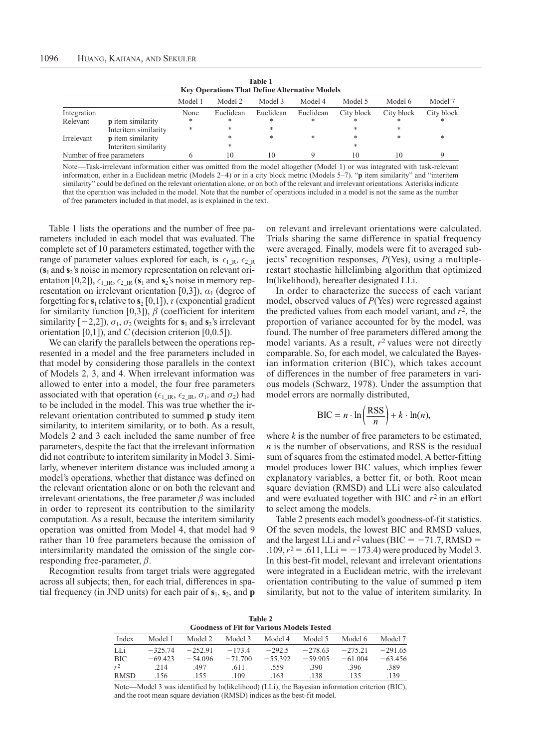**Table 1**
**Key Operations That Define Alternative Models**

| | | Model 1 | Model 2 | Model 3 | Model 4 | Model 5 | Model 6 | Model 7 |
|---|---|---|---|---|---|---|---|---|
| Integration | | None | Euclidean | Euclidean | Euclidean | City block | City block | City block |
| Relevant | **p** item similarity | * | * | * | * | * | * | * |
| | Interitem similarity | * | * | * | | * | * | |
| Irrelevant | **p** item similarity | | * | * | * | * | * | * |
| | Interitem similarity | | * | | | * | | |
| Number of free parameters | | 6 | 10 | 10 | 9 | 10 | 10 | 9 |

Note—Task-irrelevant information either was omitted from the model altogether (Model 1) or was integrated with task-relevant information, either in a Euclidean metric (Models 2–4) or in a city block metric (Models 5–7). "**p** item similarity" and "interitem similarity" could be defined on the relevant orientation alone, or on both of the relevant and irrelevant orientations. Asterisks indicate that the operation was included in the model. Note that the number of operations included in a model is not the same as the number of free parameters included in that model, as is explained in the text.

Table 1 lists the operations and the number of free parameters included in each model that was evaluated. The complete set of 10 parameters estimated, together with the range of parameter values explored for each, is $\epsilon_{1\_R}$, $\epsilon_{2\_R}$ ($\mathbf{s}_1$ and $\mathbf{s}_2$'s noise in memory representation on relevant orientation [0,2]), $\epsilon_{1\_IR}$, $\epsilon_{2\_IR}$ ($\mathbf{s}_1$ and $\mathbf{s}_2$'s noise in memory representation on irrelevant orientation [0,3]), $\alpha_1$ (degree of forgetting for $\mathbf{s}_1$ relative to $\mathbf{s}_2$ [0,1]), $\tau$ (exponential gradient for similarity function [0,3]), $\beta$ (coefficient for interitem similarity [−2,2]), $\sigma_1$, $\sigma_2$ (weights for $\mathbf{s}_1$ and $\mathbf{s}_2$'s irrelevant orientation [0,1]), and $C$ (decision criterion [0,0.5]).

We can clarify the parallels between the operations represented in a model and the free parameters included in that model by considering those parallels in the context of Models 2, 3, and 4. When irrelevant information was allowed to enter into a model, the four free parameters associated with that operation ($\epsilon_{1\_IR}$, $\epsilon_{2\_IR}$, $\sigma_1$, and $\sigma_2$) had to be included in the model. This was true whether the irrelevant orientation contributed to summed **p** study item similarity, to interitem similarity, or to both. As a result, Models 2 and 3 each included the same number of free parameters, despite the fact that the irrelevant information did not contribute to interitem similarity in Model 3. Similarly, whenever interitem distance was included among a model's operations, whether that distance was defined on the relevant orientation alone or on both the relevant and irrelevant orientations, the free parameter $\beta$ was included in order to represent its contribution to the similarity computation. As a result, because the interitem similarity operation was omitted from Model 4, that model had 9 rather than 10 free parameters because the omission of intersimilarity mandated the omission of the single corresponding free-parameter, $\beta$.

Recognition results from target trials were aggregated across all subjects; then, for each trial, differences in spatial frequency (in JND units) for each pair of $\mathbf{s}_1$, $\mathbf{s}_2$, and **p** on relevant and irrelevant orientations were calculated. Trials sharing the same difference in spatial frequency were averaged. Finally, models were fit to averaged subjects' recognition responses, $P$(Yes), using a multiple-restart stochastic hillclimbing algorithm that optimized ln(likelihood), hereafter designated LLi.

In order to characterize the success of each variant model, observed values of $P$(Yes) were regressed against the predicted values from each model variant, and $r^2$, the proportion of variance accounted for by the model, was found. The number of free parameters differed among the model variants. As a result, $r^2$ values were not directly comparable. So, for each model, we calculated the Bayesian information criterion (BIC), which takes account of differences in the number of free parameters in various models (Schwarz, 1978). Under the assumption that model errors are normally distributed,

$$\mathrm{BIC} = n \cdot \ln\left(\frac{\mathrm{RSS}}{n}\right) + k \cdot \ln(n),$$

where $k$ is the number of free parameters to be estimated, $n$ is the number of observations, and RSS is the residual sum of squares from the estimated model. A better-fitting model produces lower BIC values, which implies fewer explanatory variables, a better fit, or both. Root mean square deviation (RMSD) and LLi were also calculated and were evaluated together with BIC and $r^2$ in an effort to select among the models.

Table 2 presents each model's goodness-of-fit statistics. Of the seven models, the lowest BIC and RMSD values, and the largest LLi and $r^2$ values (BIC = −71.7, RMSD = .109, $r^2$ = .611, LLi = −173.4) were produced by Model 3. In this best-fit model, relevant and irrelevant orientations were integrated in a Euclidean metric, with the irrelevant orientation contributing to the value of summed **p** item similarity, but not to the value of interitem similarity. In

**Table 2**
**Goodness of Fit for Various Models Tested**

| Index | Model 1 | Model 2 | Model 3 | Model 4 | Model 5 | Model 6 | Model 7 |
|---|---|---|---|---|---|---|---|
| LLi | −325.74 | −252.91 | −173.4 | −292.5 | −278.63 | −275.21 | −291.65 |
| BIC | −69.423 | −54.096 | −71.700 | −55.392 | −59.905 | −61.004 | −63.456 |
| $r^2$ | .214 | .497 | .611 | .559 | .390 | .396 | .389 |
| RMSD | .156 | .155 | .109 | .163 | .138 | .135 | .139 |

Note—Model 3 was identified by ln(likelihood) (LLi), the Bayesian information criterion (BIC), and the root mean square deviation (RMSD) indices as the best-fit model.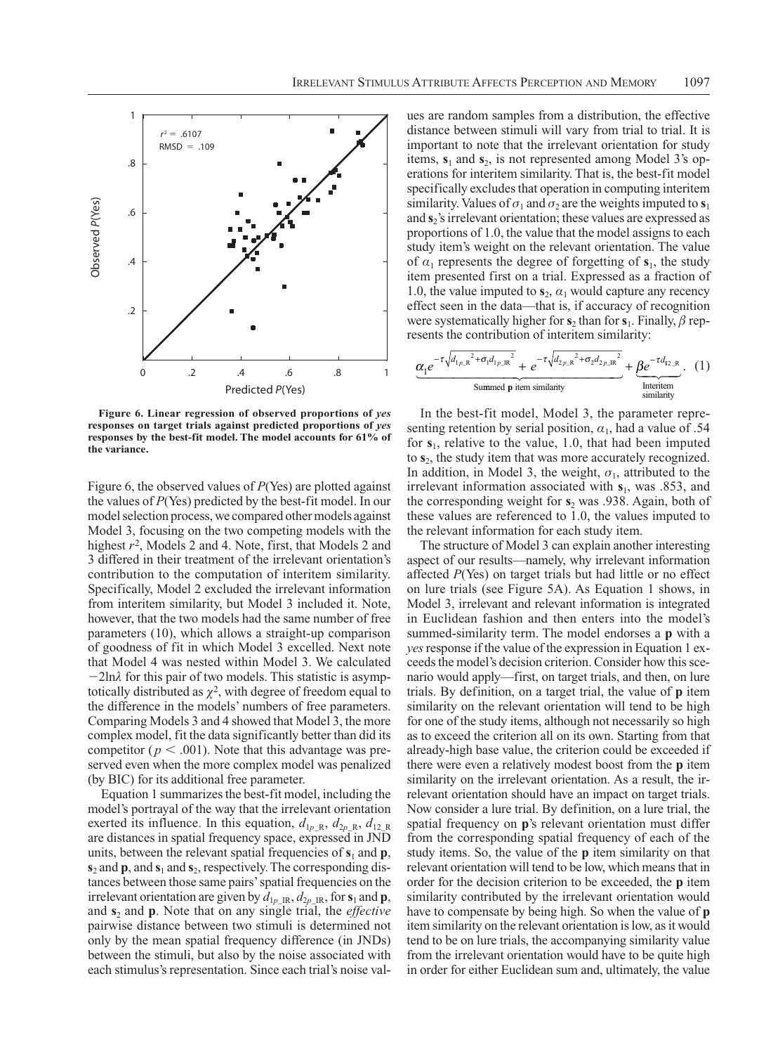$r^2$ = .6107
RMSD = .109

Observed P(Yes)

Predicted P(Yes)

0 .2 .4 .6 .8 1

**Figure 6. Linear regression of observed proportions of *yes* responses on target trials against predicted proportions of *yes* responses by the best-fit model. The model accounts for 61% of the variance.**

Figure 6, the observed values of $P$(Yes) are plotted against the values of $P$(Yes) predicted by the best-fit model. In our model selection process, we compared other models against Model 3, focusing on the two competing models with the highest $r^2$, Models 2 and 4. Note, first, that Models 2 and 3 differed in their treatment of the irrelevant orientation's contribution to the computation of interitem similarity. Specifically, Model 2 excluded the irrelevant information from interitem similarity, but Model 3 included it. Note, however, that the two models had the same number of free parameters (10), which allows a straight-up comparison of goodness of fit in which Model 3 excelled. Next note that Model 4 was nested within Model 3. We calculated $-2\ln\lambda$ for this pair of two models. This statistic is asymptotically distributed as $\chi^2$, with degree of freedom equal to the difference in the models' numbers of free parameters. Comparing Models 3 and 4 showed that Model 3, the more complex model, fit the data significantly better than did its competitor ($p < .001$). Note that this advantage was preserved even when the more complex model was penalized (by BIC) for its additional free parameter.

Equation 1 summarizes the best-fit model, including the model's portrayal of the way that the irrelevant orientation exerted its influence. In this equation, $d_{1p\_R}$, $d_{2p\_R}$, $d_{12\_R}$ are distances in spatial frequency space, expressed in JND units, between the relevant spatial frequencies of $\mathbf{s}_1$ and $\mathbf{p}$, $\mathbf{s}_2$ and $\mathbf{p}$, and $\mathbf{s}_1$ and $\mathbf{s}_2$, respectively. The corresponding distances between those same pairs' spatial frequencies on the irrelevant orientation are given by $d_{1p\_IR}$, $d_{2p\_IR}$, for $\mathbf{s}_1$ and $\mathbf{p}$, and $\mathbf{s}_2$ and $\mathbf{p}$. Note that on any single trial, the *effective* pairwise distance between two stimuli is determined not only by the mean spatial frequency difference (in JNDs) between the stimuli, but also by the noise associated with each stimulus's representation. Since each trial's noise values are random samples from a distribution, the effective distance between stimuli will vary from trial to trial. It is important to note that the irrelevant orientation for study items, $\mathbf{s}_1$ and $\mathbf{s}_2$, is not represented among Model 3's operations for interitem similarity. That is, the best-fit model specifically excludes that operation in computing interitem similarity. Values of $\sigma_1$ and $\sigma_2$ are the weights imputed to $\mathbf{s}_1$ and $\mathbf{s}_2$'s irrelevant orientation; these values are expressed as proportions of 1.0, the value that the model assigns to each study item's weight on the relevant orientation. The value of $\alpha_1$ represents the degree of forgetting of $\mathbf{s}_1$, the study item presented first on a trial. Expressed as a fraction of 1.0, the value imputed to $\mathbf{s}_2$, $\alpha_1$ would capture any recency effect seen in the data—that is, if accuracy of recognition were systematically higher for $\mathbf{s}_2$ than for $\mathbf{s}_1$. Finally, $\beta$ represents the contribution of interitem similarity:

$$\underbrace{\alpha_1 e^{-\tau\sqrt{d_{1p\_R}^{\;2}+\sigma_1 d_{1p\_IR}^{\;2}}} + e^{-\tau\sqrt{d_{2p\_R}^{\;2}+\sigma_2 d_{2p\_IR}^{\;2}}}}_{\text{Summed } \mathbf{p} \text{ item similarity}} + \underbrace{\beta e^{-\tau d_{12\_R}}}_{\substack{\text{Interitem} \\ \text{similarity}}}. \quad (1)$$

In the best-fit model, Model 3, the parameter representing retention by serial position, $\alpha_1$, had a value of .54 for $\mathbf{s}_1$, relative to the value, 1.0, that had been imputed to $\mathbf{s}_2$, the study item that was more accurately recognized. In addition, in Model 3, the weight, $\sigma_1$, attributed to the irrelevant information associated with $\mathbf{s}_1$, was .853, and the corresponding weight for $\mathbf{s}_2$ was .938. Again, both of these values are referenced to 1.0, the values imputed to the relevant information for each study item.

The structure of Model 3 can explain another interesting aspect of our results—namely, why irrelevant information affected $P$(Yes) on target trials but had little or no effect on lure trials (see Figure 5A). As Equation 1 shows, in Model 3, irrelevant and relevant information is integrated in Euclidean fashion and then enters into the model's summed-similarity term. The model endorses a $\mathbf{p}$ with a *yes* response if the value of the expression in Equation 1 exceeds the model's decision criterion. Consider how this scenario would apply—first, on target trials, and then, on lure trials. By definition, on a target trial, the value of $\mathbf{p}$ item similarity on the relevant orientation will tend to be high for one of the study items, although not necessarily so high as to exceed the criterion all on its own. Starting from that already-high base value, the criterion could be exceeded if there were even a relatively modest boost from the $\mathbf{p}$ item similarity on the irrelevant orientation. As a result, the irrelevant orientation should have an impact on target trials. Now consider a lure trial. By definition, on a lure trial, the spatial frequency on $\mathbf{p}$'s relevant orientation must differ from the corresponding spatial frequency of each of the study items. So, the value of the $\mathbf{p}$ item similarity on that relevant orientation will tend to be low, which means that in order for the decision criterion to be exceeded, the $\mathbf{p}$ item similarity contributed by the irrelevant orientation would have to compensate by being high. So when the value of $\mathbf{p}$ item similarity on the relevant orientation is low, as it would tend to be on lure trials, the accompanying similarity value from the irrelevant orientation would have to be quite high in order for either Euclidean sum and, ultimately, the value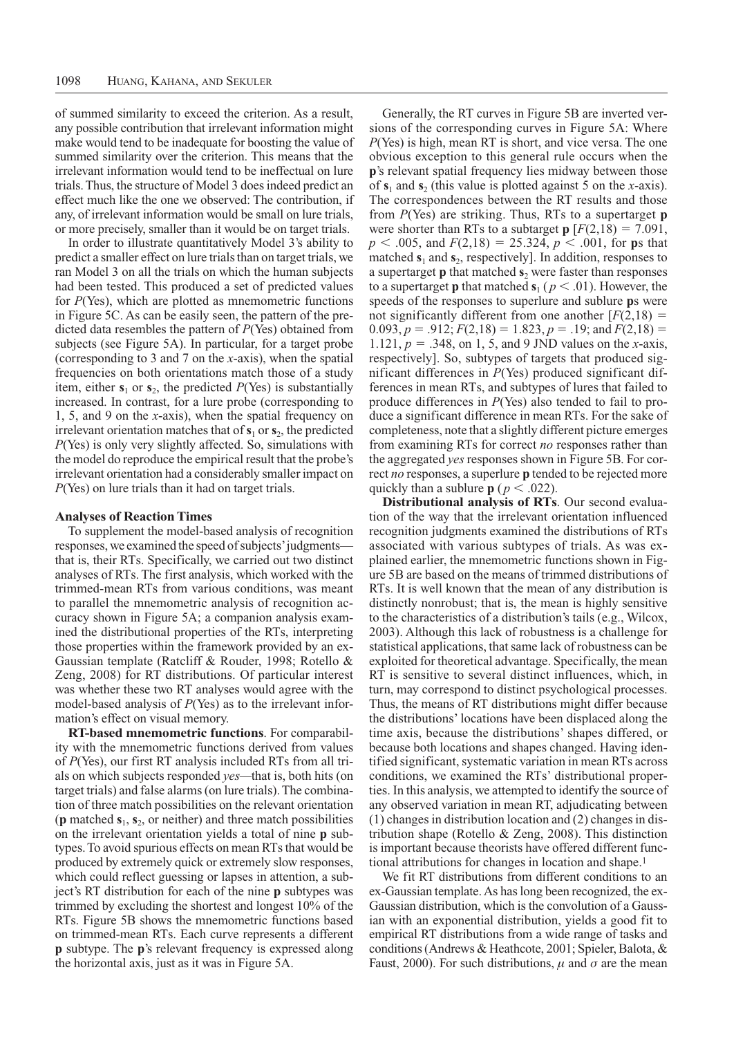of summed similarity to exceed the criterion. As a result, any possible contribution that irrelevant information might make would tend to be inadequate for boosting the value of summed similarity over the criterion. This means that the irrelevant information would tend to be ineffectual on lure trials. Thus, the structure of Model 3 does indeed predict an effect much like the one we observed: The contribution, if any, of irrelevant information would be small on lure trials, or more precisely, smaller than it would be on target trials.

In order to illustrate quantitatively Model 3's ability to predict a smaller effect on lure trials than on target trials, we ran Model 3 on all the trials on which the human subjects had been tested. This produced a set of predicted values for $P$(Yes), which are plotted as mnemometric functions in Figure 5C. As can be easily seen, the pattern of the predicted data resembles the pattern of $P$(Yes) obtained from subjects (see Figure 5A). In particular, for a target probe (corresponding to 3 and 7 on the *x*-axis), when the spatial frequencies on both orientations match those of a study item, either $\mathbf{s}_1$ or $\mathbf{s}_2$, the predicted $P$(Yes) is substantially increased. In contrast, for a lure probe (corresponding to 1, 5, and 9 on the *x*-axis), when the spatial frequency on irrelevant orientation matches that of $\mathbf{s}_1$ or $\mathbf{s}_2$, the predicted $P$(Yes) is only very slightly affected. So, simulations with the model do reproduce the empirical result that the probe's irrelevant orientation had a considerably smaller impact on $P$(Yes) on lure trials than it had on target trials.

## Analyses of Reaction Times

To supplement the model-based analysis of recognition responses, we examined the speed of subjects' judgments—that is, their RTs. Specifically, we carried out two distinct analyses of RTs. The first analysis, which worked with the trimmed-mean RTs from various conditions, was meant to parallel the mnemometric analysis of recognition accuracy shown in Figure 5A; a companion analysis examined the distributional properties of the RTs, interpreting those properties within the framework provided by an ex-Gaussian template (Ratcliff & Rouder, 1998; Rotello & Zeng, 2008) for RT distributions. Of particular interest was whether these two RT analyses would agree with the model-based analysis of $P$(Yes) as to the irrelevant information's effect on visual memory.

**RT-based mnemometric functions**. For comparability with the mnemometric functions derived from values of $P$(Yes), our first RT analysis included RTs from all trials on which subjects responded *yes*—that is, both hits (on target trials) and false alarms (on lure trials). The combination of three match possibilities on the relevant orientation ($\mathbf{p}$ matched $\mathbf{s}_1$, $\mathbf{s}_2$, or neither) and three match possibilities on the irrelevant orientation yields a total of nine $\mathbf{p}$ subtypes. To avoid spurious effects on mean RTs that would be produced by extremely quick or extremely slow responses, which could reflect guessing or lapses in attention, a subject's RT distribution for each of the nine $\mathbf{p}$ subtypes was trimmed by excluding the shortest and longest 10% of the RTs. Figure 5B shows the mnemometric functions based on trimmed-mean RTs. Each curve represents a different $\mathbf{p}$ subtype. The $\mathbf{p}$'s relevant frequency is expressed along the horizontal axis, just as it was in Figure 5A.

Generally, the RT curves in Figure 5B are inverted versions of the corresponding curves in Figure 5A: Where $P$(Yes) is high, mean RT is short, and vice versa. The one obvious exception to this general rule occurs when the $\mathbf{p}$'s relevant spatial frequency lies midway between those of $\mathbf{s}_1$ and $\mathbf{s}_2$ (this value is plotted against 5 on the *x*-axis). The correspondences between the RT results and those from $P$(Yes) are striking. Thus, RTs to a supertarget $\mathbf{p}$ were shorter than RTs to a subtarget $\mathbf{p}$ [$F(2,18) = 7.091$, $p < .005$, and $F(2,18) = 25.324$, $p < .001$, for $\mathbf{p}$s that matched $\mathbf{s}_1$ and $\mathbf{s}_2$, respectively]. In addition, responses to a supertarget $\mathbf{p}$ that matched $\mathbf{s}_2$ were faster than responses to a supertarget $\mathbf{p}$ that matched $\mathbf{s}_1$ ($p < .01$). However, the speeds of the responses to superlure and sublure $\mathbf{p}$s were not significantly different from one another [$F(2,18) = 0.093$, $p = .912$; $F(2,18) = 1.823$, $p = .19$; and $F(2,18) = 1.121$, $p = .348$, on 1, 5, and 9 JND values on the *x*-axis, respectively]. So, subtypes of targets that produced significant differences in $P$(Yes) produced significant differences in mean RTs, and subtypes of lures that failed to produce differences in $P$(Yes) also tended to fail to produce a significant difference in mean RTs. For the sake of completeness, note that a slightly different picture emerges from examining RTs for correct *no* responses rather than the aggregated *yes* responses shown in Figure 5B. For correct *no* responses, a superlure $\mathbf{p}$ tended to be rejected more quickly than a sublure $\mathbf{p}$ ($p < .022$).

**Distributional analysis of RTs**. Our second evaluation of the way that the irrelevant orientation influenced recognition judgments examined the distributions of RTs associated with various subtypes of trials. As was explained earlier, the mnemometric functions shown in Figure 5B are based on the means of trimmed distributions of RTs. It is well known that the mean of any distribution is distinctly nonrobust; that is, the mean is highly sensitive to the characteristics of a distribution's tails (e.g., Wilcox, 2003). Although this lack of robustness is a challenge for statistical applications, that same lack of robustness can be exploited for theoretical advantage. Specifically, the mean RT is sensitive to several distinct influences, which, in turn, may correspond to distinct psychological processes. Thus, the means of RT distributions might differ because the distributions' locations have been displaced along the time axis, because the distributions' shapes differed, or because both locations and shapes changed. Having identified significant, systematic variation in mean RTs across conditions, we examined the RTs' distributional properties. In this analysis, we attempted to identify the source of any observed variation in mean RT, adjudicating between (1) changes in distribution location and (2) changes in distribution shape (Rotello & Zeng, 2008). This distinction is important because theorists have offered different functional attributions for changes in location and shape.[1]

We fit RT distributions from different conditions to an ex-Gaussian template. As has long been recognized, the ex-Gaussian distribution, which is the convolution of a Gaussian with an exponential distribution, yields a good fit to empirical RT distributions from a wide range of tasks and conditions (Andrews & Heathcote, 2001; Spieler, Balota, & Faust, 2000). For such distributions, $\mu$ and $\sigma$ are the mean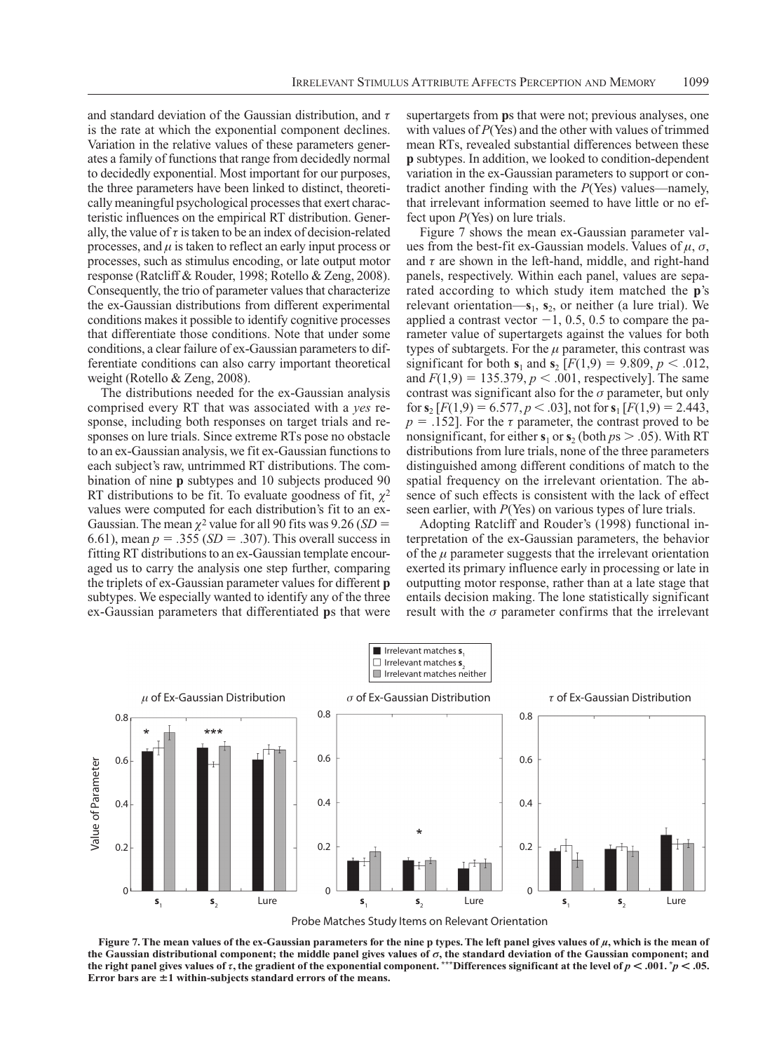and standard deviation of the Gaussian distribution, and $\tau$ is the rate at which the exponential component declines. Variation in the relative values of these parameters generates a family of functions that range from decidedly normal to decidedly exponential. Most important for our purposes, the three parameters have been linked to distinct, theoretically meaningful psychological processes that exert characteristic influences on the empirical RT distribution. Generally, the value of $\tau$ is taken to be an index of decision-related processes, and $\mu$ is taken to reflect an early input process or processes, such as stimulus encoding, or late output motor response (Ratcliff & Rouder, 1998; Rotello & Zeng, 2008). Consequently, the trio of parameter values that characterize the ex-Gaussian distributions from different experimental conditions makes it possible to identify cognitive processes that differentiate those conditions. Note that under some conditions, a clear failure of ex-Gaussian parameters to differentiate conditions can also carry important theoretical weight (Rotello & Zeng, 2008).

The distributions needed for the ex-Gaussian analysis comprised every RT that was associated with a *yes* response, including both responses on target trials and responses on lure trials. Since extreme RTs pose no obstacle to an ex-Gaussian analysis, we fit ex-Gaussian functions to each subject's raw, untrimmed RT distributions. The combination of nine **p** subtypes and 10 subjects produced 90 RT distributions to be fit. To evaluate goodness of fit, $\chi^2$ values were computed for each distribution's fit to an ex-Gaussian. The mean $\chi^2$ value for all 90 fits was 9.26 ($SD$ = 6.61), mean $p = .355$ ($SD = .307$). This overall success in fitting RT distributions to an ex-Gaussian template encouraged us to carry the analysis one step further, comparing the triplets of ex-Gaussian parameter values for different **p** subtypes. We especially wanted to identify any of the three ex-Gaussian parameters that differentiated **p**s that were supertargets from **p**s that were not; previous analyses, one with values of $P$(Yes) and the other with values of trimmed mean RTs, revealed substantial differences between these **p** subtypes. In addition, we looked to condition-dependent variation in the ex-Gaussian parameters to support or contradict another finding with the $P$(Yes) values—namely, that irrelevant information seemed to have little or no effect upon $P$(Yes) on lure trials.

Figure 7 shows the mean ex-Gaussian parameter values from the best-fit ex-Gaussian models. Values of $\mu$, $\sigma$, and $\tau$ are shown in the left-hand, middle, and right-hand panels, respectively. Within each panel, values are separated according to which study item matched the **p**'s relevant orientation—$\mathbf{s}_1$, $\mathbf{s}_2$, or neither (a lure trial). We applied a contrast vector $-1$, 0.5, 0.5 to compare the parameter value of supertargets against the values for both types of subtargets. For the $\mu$ parameter, this contrast was significant for both $\mathbf{s}_1$ and $\mathbf{s}_2$ [$F(1,9) = 9.809$, $p < .012$, and $F(1,9) = 135.379$, $p < .001$, respectively]. The same contrast was significant also for the $\sigma$ parameter, but only for $\mathbf{s}_2$ [$F(1,9) = 6.577$, $p < .03$], not for $\mathbf{s}_1$ [$F(1,9) = 2.443$, $p = .152$]. For the $\tau$ parameter, the contrast proved to be nonsignificant, for either $\mathbf{s}_1$ or $\mathbf{s}_2$ (both $p$s $> .05$). With RT distributions from lure trials, none of the three parameters distinguished among different conditions of match to the spatial frequency on the irrelevant orientation. The absence of such effects is consistent with the lack of effect seen earlier, with $P$(Yes) on various types of lure trials.

Adopting Ratcliff and Rouder's (1998) functional interpretation of the ex-Gaussian parameters, the behavior of the $\mu$ parameter suggests that the irrelevant orientation exerted its primary influence early in processing or late in outputting motor response, rather than at a late stage that entails decision making. The lone statistically significant result with the $\sigma$ parameter confirms that the irrelevant

**Figure 7. The mean values of the ex-Gaussian parameters for the nine p types. The left panel gives values of $\mu$, which is the mean of the Gaussian distributional component; the middle panel gives values of $\sigma$, the standard deviation of the Gaussian component; and the right panel gives values of $\tau$, the gradient of the exponential component. \*\*\*Differences significant at the level of $p < .001$. \*$p < .05$. Error bars are ±1 within-subjects standard errors of the means.**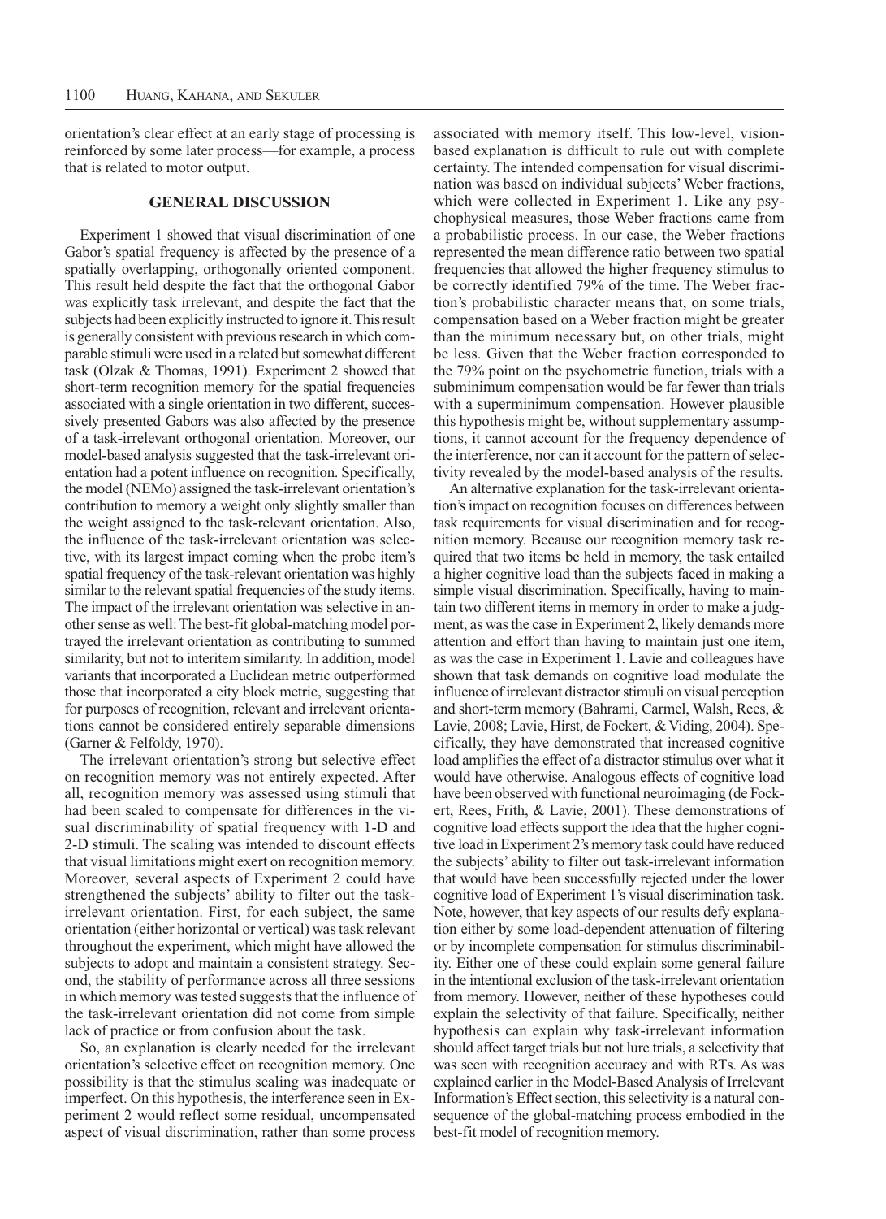orientation's clear effect at an early stage of processing is reinforced by some later process—for example, a process that is related to motor output.

## GENERAL DISCUSSION

Experiment 1 showed that visual discrimination of one Gabor's spatial frequency is affected by the presence of a spatially overlapping, orthogonally oriented component. This result held despite the fact that the orthogonal Gabor was explicitly task irrelevant, and despite the fact that the subjects had been explicitly instructed to ignore it. This result is generally consistent with previous research in which comparable stimuli were used in a related but somewhat different task (Olzak & Thomas, 1991). Experiment 2 showed that short-term recognition memory for the spatial frequencies associated with a single orientation in two different, successively presented Gabors was also affected by the presence of a task-irrelevant orthogonal orientation. Moreover, our model-based analysis suggested that the task-irrelevant orientation had a potent influence on recognition. Specifically, the model (NEMo) assigned the task-irrelevant orientation's contribution to memory a weight only slightly smaller than the weight assigned to the task-relevant orientation. Also, the influence of the task-irrelevant orientation was selective, with its largest impact coming when the probe item's spatial frequency of the task-relevant orientation was highly similar to the relevant spatial frequencies of the study items. The impact of the irrelevant orientation was selective in another sense as well: The best-fit global-matching model portrayed the irrelevant orientation as contributing to summed similarity, but not to interitem similarity. In addition, model variants that incorporated a Euclidean metric outperformed those that incorporated a city block metric, suggesting that for purposes of recognition, relevant and irrelevant orientations cannot be considered entirely separable dimensions (Garner & Felfoldy, 1970).

The irrelevant orientation's strong but selective effect on recognition memory was not entirely expected. After all, recognition memory was assessed using stimuli that had been scaled to compensate for differences in the visual discriminability of spatial frequency with 1-D and 2-D stimuli. The scaling was intended to discount effects that visual limitations might exert on recognition memory. Moreover, several aspects of Experiment 2 could have strengthened the subjects' ability to filter out the task-irrelevant orientation. First, for each subject, the same orientation (either horizontal or vertical) was task relevant throughout the experiment, which might have allowed the subjects to adopt and maintain a consistent strategy. Second, the stability of performance across all three sessions in which memory was tested suggests that the influence of the task-irrelevant orientation did not come from simple lack of practice or from confusion about the task.

So, an explanation is clearly needed for the irrelevant orientation's selective effect on recognition memory. One possibility is that the stimulus scaling was inadequate or imperfect. On this hypothesis, the interference seen in Experiment 2 would reflect some residual, uncompensated aspect of visual discrimination, rather than some process associated with memory itself. This low-level, vision-based explanation is difficult to rule out with complete certainty. The intended compensation for visual discrimination was based on individual subjects' Weber fractions, which were collected in Experiment 1. Like any psychophysical measures, those Weber fractions came from a probabilistic process. In our case, the Weber fractions represented the mean difference ratio between two spatial frequencies that allowed the higher frequency stimulus to be correctly identified 79% of the time. The Weber fraction's probabilistic character means that, on some trials, compensation based on a Weber fraction might be greater than the minimum necessary but, on other trials, might be less. Given that the Weber fraction corresponded to the 79% point on the psychometric function, trials with a subminimum compensation would be far fewer than trials with a superminimum compensation. However plausible this hypothesis might be, without supplementary assumptions, it cannot account for the frequency dependence of the interference, nor can it account for the pattern of selectivity revealed by the model-based analysis of the results.

An alternative explanation for the task-irrelevant orientation's impact on recognition focuses on differences between task requirements for visual discrimination and for recognition memory. Because our recognition memory task required that two items be held in memory, the task entailed a higher cognitive load than the subjects faced in making a simple visual discrimination. Specifically, having to maintain two different items in memory in order to make a judgment, as was the case in Experiment 2, likely demands more attention and effort than having to maintain just one item, as was the case in Experiment 1. Lavie and colleagues have shown that task demands on cognitive load modulate the influence of irrelevant distractor stimuli on visual perception and short-term memory (Bahrami, Carmel, Walsh, Rees, & Lavie, 2008; Lavie, Hirst, de Fockert, & Viding, 2004). Specifically, they have demonstrated that increased cognitive load amplifies the effect of a distractor stimulus over what it would have otherwise. Analogous effects of cognitive load have been observed with functional neuroimaging (de Fockert, Rees, Frith, & Lavie, 2001). These demonstrations of cognitive load effects support the idea that the higher cognitive load in Experiment 2's memory task could have reduced the subjects' ability to filter out task-irrelevant information that would have been successfully rejected under the lower cognitive load of Experiment 1's visual discrimination task. Note, however, that key aspects of our results defy explanation either by some load-dependent attenuation of filtering or by incomplete compensation for stimulus discriminability. Either one of these could explain some general failure in the intentional exclusion of the task-irrelevant orientation from memory. However, neither of these hypotheses could explain the selectivity of that failure. Specifically, neither hypothesis can explain why task-irrelevant information should affect target trials but not lure trials, a selectivity that was seen with recognition accuracy and with RTs. As was explained earlier in the Model-Based Analysis of Irrelevant Information's Effect section, this selectivity is a natural consequence of the global-matching process embodied in the best-fit model of recognition memory.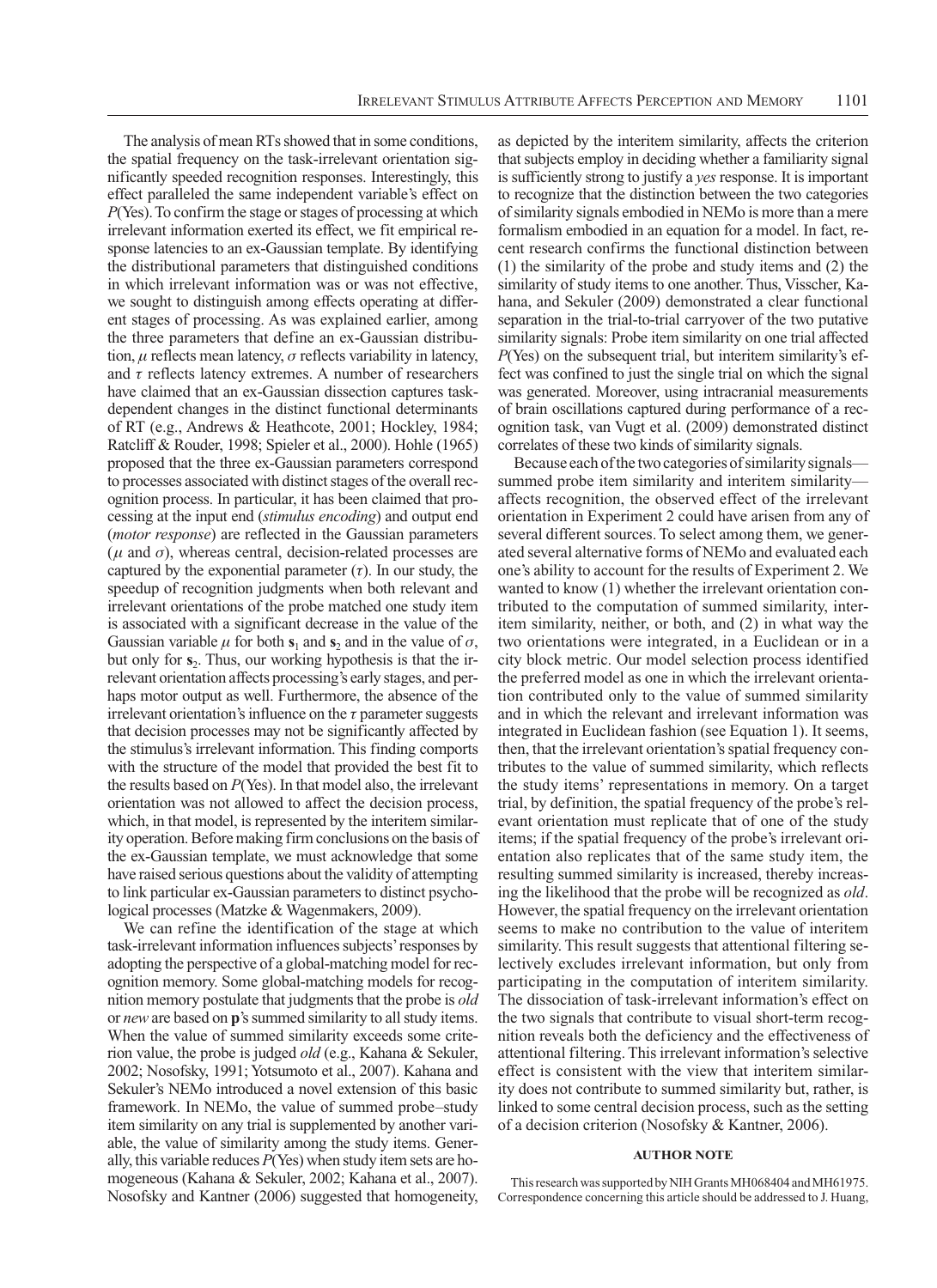The analysis of mean RTs showed that in some conditions, the spatial frequency on the task-irrelevant orientation significantly speeded recognition responses. Interestingly, this effect paralleled the same independent variable's effect on *P*(Yes). To confirm the stage or stages of processing at which irrelevant information exerted its effect, we fit empirical response latencies to an ex-Gaussian template. By identifying the distributional parameters that distinguished conditions in which irrelevant information was or was not effective, we sought to distinguish among effects operating at different stages of processing. As was explained earlier, among the three parameters that define an ex-Gaussian distribution, $\mu$ reflects mean latency, $\sigma$ reflects variability in latency, and $\tau$ reflects latency extremes. A number of researchers have claimed that an ex-Gaussian dissection captures task-dependent changes in the distinct functional determinants of RT (e.g., Andrews & Heathcote, 2001; Hockley, 1984; Ratcliff & Rouder, 1998; Spieler et al., 2000). Hohle (1965) proposed that the three ex-Gaussian parameters correspond to processes associated with distinct stages of the overall recognition process. In particular, it has been claimed that processing at the input end (*stimulus encoding*) and output end (*motor response*) are reflected in the Gaussian parameters ($\mu$ and $\sigma$), whereas central, decision-related processes are captured by the exponential parameter ($\tau$). In our study, the speedup of recognition judgments when both relevant and irrelevant orientations of the probe matched one study item is associated with a significant decrease in the value of the Gaussian variable $\mu$ for both $\mathbf{s}_1$ and $\mathbf{s}_2$ and in the value of $\sigma$, but only for $\mathbf{s}_2$. Thus, our working hypothesis is that the irrelevant orientation affects processing's early stages, and perhaps motor output as well. Furthermore, the absence of the irrelevant orientation's influence on the $\tau$ parameter suggests that decision processes may not be significantly affected by the stimulus's irrelevant information. This finding comports with the structure of the model that provided the best fit to the results based on *P*(Yes). In that model also, the irrelevant orientation was not allowed to affect the decision process, which, in that model, is represented by the interitem similarity operation. Before making firm conclusions on the basis of the ex-Gaussian template, we must acknowledge that some have raised serious questions about the validity of attempting to link particular ex-Gaussian parameters to distinct psychological processes (Matzke & Wagenmakers, 2009).

We can refine the identification of the stage at which task-irrelevant information influences subjects' responses by adopting the perspective of a global-matching model for recognition memory. Some global-matching models for recognition memory postulate that judgments that the probe is *old* or *new* are based on $\mathbf{p}$'s summed similarity to all study items. When the value of summed similarity exceeds some criterion value, the probe is judged *old* (e.g., Kahana & Sekuler, 2002; Nosofsky, 1991; Yotsumoto et al., 2007). Kahana and Sekuler's NEMo introduced a novel extension of this basic framework. In NEMo, the value of summed probe–study item similarity on any trial is supplemented by another variable, the value of similarity among the study items. Generally, this variable reduces *P*(Yes) when study item sets are homogeneous (Kahana & Sekuler, 2002; Kahana et al., 2007). Nosofsky and Kantner (2006) suggested that homogeneity, as depicted by the interitem similarity, affects the criterion that subjects employ in deciding whether a familiarity signal is sufficiently strong to justify a *yes* response. It is important to recognize that the distinction between the two categories of similarity signals embodied in NEMo is more than a mere formalism embodied in an equation for a model. In fact, recent research confirms the functional distinction between (1) the similarity of the probe and study items and (2) the similarity of study items to one another. Thus, Visscher, Kahana, and Sekuler (2009) demonstrated a clear functional separation in the trial-to-trial carryover of the two putative similarity signals: Probe item similarity on one trial affected *P*(Yes) on the subsequent trial, but interitem similarity's effect was confined to just the single trial on which the signal was generated. Moreover, using intracranial measurements of brain oscillations captured during performance of a recognition task, van Vugt et al. (2009) demonstrated distinct correlates of these two kinds of similarity signals.

Because each of the two categories of similarity signals—summed probe item similarity and interitem similarity—affects recognition, the observed effect of the irrelevant orientation in Experiment 2 could have arisen from any of several different sources. To select among them, we generated several alternative forms of NEMo and evaluated each one's ability to account for the results of Experiment 2. We wanted to know (1) whether the irrelevant orientation contributed to the computation of summed similarity, interitem similarity, neither, or both, and (2) in what way the two orientations were integrated, in a Euclidean or in a city block metric. Our model selection process identified the preferred model as one in which the irrelevant orientation contributed only to the value of summed similarity and in which the relevant and irrelevant information was integrated in Euclidean fashion (see Equation 1). It seems, then, that the irrelevant orientation's spatial frequency contributes to the value of summed similarity, which reflects the study items' representations in memory. On a target trial, by definition, the spatial frequency of the probe's relevant orientation must replicate that of one of the study items; if the spatial frequency of the probe's irrelevant orientation also replicates that of the same study item, the resulting summed similarity is increased, thereby increasing the likelihood that the probe will be recognized as *old*. However, the spatial frequency on the irrelevant orientation seems to make no contribution to the value of interitem similarity. This result suggests that attentional filtering selectively excludes irrelevant information, but only from participating in the computation of interitem similarity. The dissociation of task-irrelevant information's effect on the two signals that contribute to visual short-term recognition reveals both the deficiency and the effectiveness of attentional filtering. This irrelevant information's selective effect is consistent with the view that interitem similarity does not contribute to summed similarity but, rather, is linked to some central decision process, such as the setting of a decision criterion (Nosofsky & Kantner, 2006).

## AUTHOR NOTE

This research was supported by NIH Grants MH068404 and MH61975. Correspondence concerning this article should be addressed to J. Huang,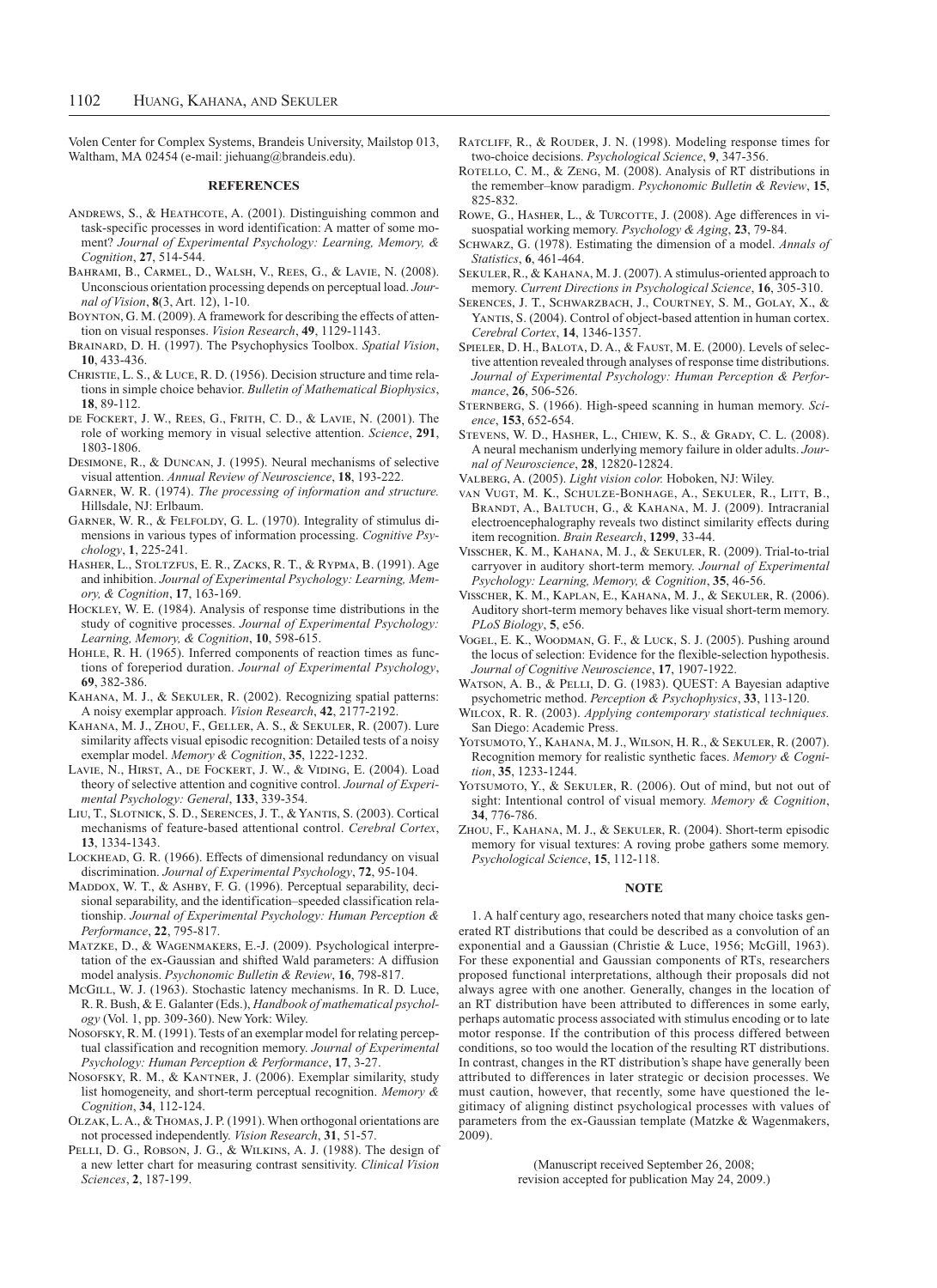Volen Center for Complex Systems, Brandeis University, Mailstop 013, Waltham, MA 02454 (e-mail: jiehuang@brandeis.edu).

## REFERENCES

Andrews, S., & Heathcote, A. (2001). Distinguishing common and task-specific processes in word identification: A matter of some moment? *Journal of Experimental Psychology: Learning, Memory, & Cognition*, **27**, 514-544.

Bahrami, B., Carmel, D., Walsh, V., Rees, G., & Lavie, N. (2008). Unconscious orientation processing depends on perceptual load. *Journal of Vision*, **8**(3, Art. 12), 1-10.

Boynton, G. M. (2009). A framework for describing the effects of attention on visual responses. *Vision Research*, **49**, 1129-1143.

Brainard, D. H. (1997). The Psychophysics Toolbox. *Spatial Vision*, **10**, 433-436.

Christie, L. S., & Luce, R. D. (1956). Decision structure and time relations in simple choice behavior. *Bulletin of Mathematical Biophysics*, **18**, 89-112.

de Fockert, J. W., Rees, G., Frith, C. D., & Lavie, N. (2001). The role of working memory in visual selective attention. *Science*, **291**, 1803-1806.

Desimone, R., & Duncan, J. (1995). Neural mechanisms of selective visual attention. *Annual Review of Neuroscience*, **18**, 193-222.

Garner, W. R. (1974). *The processing of information and structure.* Hillsdale, NJ: Erlbaum.

Garner, W. R., & Felfoldy, G. L. (1970). Integrality of stimulus dimensions in various types of information processing. *Cognitive Psychology*, **1**, 225-241.

Hasher, L., Stoltzfus, E. R., Zacks, R. T., & Rypma, B. (1991). Age and inhibition. *Journal of Experimental Psychology: Learning, Memory, & Cognition*, **17**, 163-169.

Hockley, W. E. (1984). Analysis of response time distributions in the study of cognitive processes. *Journal of Experimental Psychology: Learning, Memory, & Cognition*, **10**, 598-615.

Hohle, R. H. (1965). Inferred components of reaction times as functions of foreperiod duration. *Journal of Experimental Psychology*, **69**, 382-386.

Kahana, M. J., & Sekuler, R. (2002). Recognizing spatial patterns: A noisy exemplar approach. *Vision Research*, **42**, 2177-2192.

Kahana, M. J., Zhou, F., Geller, A. S., & Sekuler, R. (2007). Lure similarity affects visual episodic recognition: Detailed tests of a noisy exemplar model. *Memory & Cognition*, **35**, 1222-1232.

Lavie, N., Hirst, A., de Fockert, J. W., & Viding, E. (2004). Load theory of selective attention and cognitive control. *Journal of Experimental Psychology: General*, **133**, 339-354.

Liu, T., Slotnick, S. D., Serences, J. T., & Yantis, S. (2003). Cortical mechanisms of feature-based attentional control. *Cerebral Cortex*, **13**, 1334-1343.

Lockhead, G. R. (1966). Effects of dimensional redundancy on visual discrimination. *Journal of Experimental Psychology*, **72**, 95-104.

Maddox, W. T., & Ashby, F. G. (1996). Perceptual separability, decisional separability, and the identification–speeded classification relationship. *Journal of Experimental Psychology: Human Perception & Performance*, **22**, 795-817.

Matzke, D., & Wagenmakers, E.-J. (2009). Psychological interpretation of the ex-Gaussian and shifted Wald parameters: A diffusion model analysis. *Psychonomic Bulletin & Review*, **16**, 798-817.

McGill, W. J. (1963). Stochastic latency mechanisms. In R. D. Luce, R. R. Bush, & E. Galanter (Eds.), *Handbook of mathematical psychology* (Vol. 1, pp. 309-360). New York: Wiley.

Nosofsky, R. M. (1991). Tests of an exemplar model for relating perceptual classification and recognition memory. *Journal of Experimental Psychology: Human Perception & Performance*, **17**, 3-27.

Nosofsky, R. M., & Kantner, J. (2006). Exemplar similarity, study list homogeneity, and short-term perceptual recognition. *Memory & Cognition*, **34**, 112-124.

Olzak, L. A., & Thomas, J. P. (1991). When orthogonal orientations are not processed independently. *Vision Research*, **31**, 51-57.

Pelli, D. G., Robson, J. G., & Wilkins, A. J. (1988). The design of a new letter chart for measuring contrast sensitivity. *Clinical Vision Sciences*, **2**, 187-199.

Ratcliff, R., & Rouder, J. N. (1998). Modeling response times for two-choice decisions. *Psychological Science*, **9**, 347-356.

Rotello, C. M., & Zeng, M. (2008). Analysis of RT distributions in the remember–know paradigm. *Psychonomic Bulletin & Review*, **15**, 825-832.

Rowe, G., Hasher, L., & Turcotte, J. (2008). Age differences in visuospatial working memory. *Psychology & Aging*, **23**, 79-84.

Schwarz, G. (1978). Estimating the dimension of a model. *Annals of Statistics*, **6**, 461-464.

Sekuler, R., & Kahana, M. J. (2007). A stimulus-oriented approach to memory. *Current Directions in Psychological Science*, **16**, 305-310.

Serences, J. T., Schwarzbach, J., Courtney, S. M., Golay, X., & Yantis, S. (2004). Control of object-based attention in human cortex. *Cerebral Cortex*, **14**, 1346-1357.

Spieler, D. H., Balota, D. A., & Faust, M. E. (2000). Levels of selective attention revealed through analyses of response time distributions. *Journal of Experimental Psychology: Human Perception & Performance*, **26**, 506-526.

Sternberg, S. (1966). High-speed scanning in human memory. *Science*, **153**, 652-654.

Stevens, W. D., Hasher, L., Chiew, K. S., & Grady, C. L. (2008). A neural mechanism underlying memory failure in older adults. *Journal of Neuroscience*, **28**, 12820-12824.

Valberg, A. (2005). *Light vision color.* Hoboken, NJ: Wiley.

van Vugt, M. K., Schulze-Bonhage, A., Sekuler, R., Litt, B., Brandt, A., Baltuch, G., & Kahana, M. J. (2009). Intracranial electroencephalography reveals two distinct similarity effects during item recognition. *Brain Research*, **1299**, 33-44.

Visscher, K. M., Kahana, M. J., & Sekuler, R. (2009). Trial-to-trial carryover in auditory short-term memory. *Journal of Experimental Psychology: Learning, Memory, & Cognition*, **35**, 46-56.

Visscher, K. M., Kaplan, E., Kahana, M. J., & Sekuler, R. (2006). Auditory short-term memory behaves like visual short-term memory. *PLoS Biology*, **5**, e56.

Vogel, E. K., Woodman, G. F., & Luck, S. J. (2005). Pushing around the locus of selection: Evidence for the flexible-selection hypothesis. *Journal of Cognitive Neuroscience*, **17**, 1907-1922.

Watson, A. B., & Pelli, D. G. (1983). QUEST: A Bayesian adaptive psychometric method. *Perception & Psychophysics*, **33**, 113-120.

Wilcox, R. R. (2003). *Applying contemporary statistical techniques.* San Diego: Academic Press.

Yotsumoto, Y., Kahana, M. J., Wilson, H. R., & Sekuler, R. (2007). Recognition memory for realistic synthetic faces. *Memory & Cognition*, **35**, 1233-1244.

Yotsumoto, Y., & Sekuler, R. (2006). Out of mind, but not out of sight: Intentional control of visual memory. *Memory & Cognition*, **34**, 776-786.

Zhou, F., Kahana, M. J., & Sekuler, R. (2004). Short-term episodic memory for visual textures: A roving probe gathers some memory. *Psychological Science*, **15**, 112-118.

## NOTE

1. A half century ago, researchers noted that many choice tasks generated RT distributions that could be described as a convolution of an exponential and a Gaussian (Christie & Luce, 1956; McGill, 1963). For these exponential and Gaussian components of RTs, researchers proposed functional interpretations, although their proposals did not always agree with one another. Generally, changes in the location of an RT distribution have been attributed to differences in some early, perhaps automatic process associated with stimulus encoding or to late motor response. If the contribution of this process differed between conditions, so too would the location of the resulting RT distributions. In contrast, changes in the RT distribution's shape have generally been attributed to differences in later strategic or decision processes. We must caution, however, that recently, some have questioned the legitimacy of aligning distinct psychological processes with values of parameters from the ex-Gaussian template (Matzke & Wagenmakers, 2009).

(Manuscript received September 26, 2008;
revision accepted for publication May 24, 2009.)